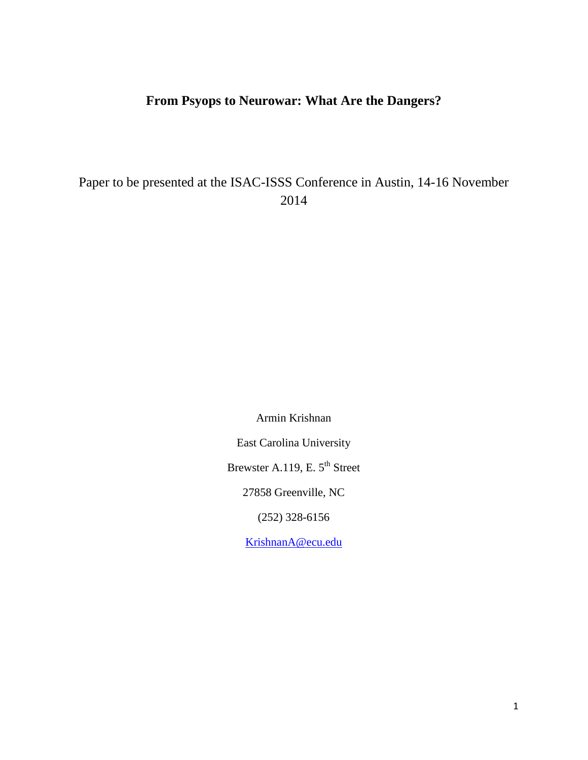# From Psyops to Neurowar: What Are the Dangers?

Paper to be presented at the ISAC-ISSS Conference in Austin, 14-16 November 2014

Armin Krishnan

East Carolina University

Brewster A.119, E. 5th Street

27858 Greenville, NC

(252) 328-6156

KrishnanA@ecu.edu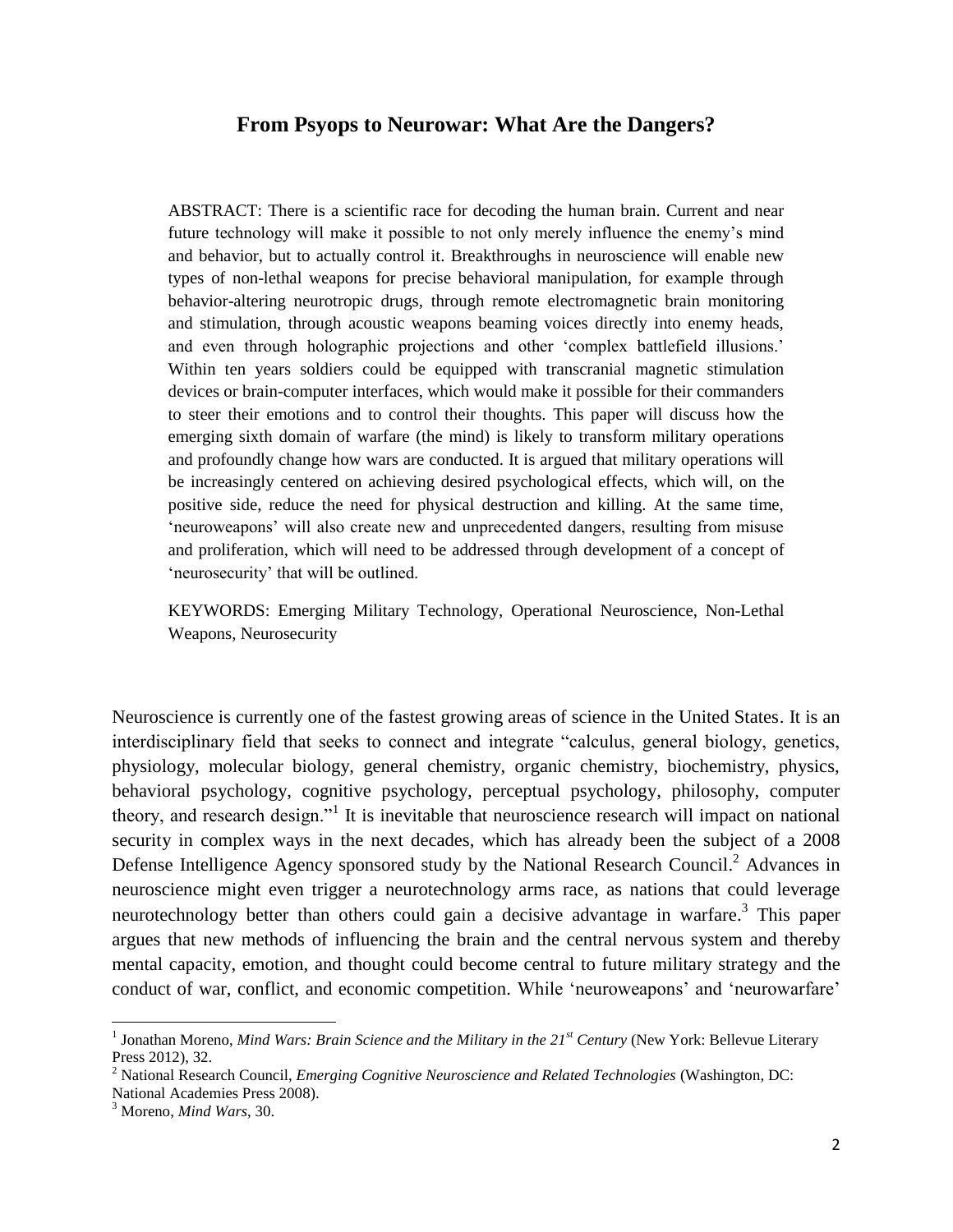## From Psyops to Neurowar: What Are the Dangers?

ABSTRACT: There is a scientific race for decoding the human brain. Current and near future technology will make it possible to not only merely influence the enemy's mind and behavior, but to actually control it. Breakthroughs in neuroscience will enable new types of non-lethal weapons for precise behavioral manipulation, for example through behavior-altering neurotropic drugs, through remote electromagnetic brain monitoring and stimulation, through acoustic weapons beaming voices directly into enemy heads, and even through holographic projections and other 'complex battlefield illusions.' Within ten years soldiers could be equipped with transcranial magnetic stimulation devices or brain-computer interfaces, which would make it possible for their commanders to steer their emotions and to control their thoughts. This paper will discuss how the emerging sixth domain of warfare (the mind) is likely to transform military operations and profoundly change how wars are conducted. It is argued that military operations will be increasingly centered on achieving desired psychological effects, which will, on the positive side, reduce the need for physical destruction and killing. At the same time, 'neuroweapons' will also create new and unprecedented dangers, resulting from misuse and proliferation, which will need to be addressed through development of a concept of 'neurosecurity' that will be outlined.

KEYWORDS: Emerging Military Technology, Operational Neuroscience, Non-Lethal Weapons, Neurosecurity

Neuroscience is currently one of the fastest growing areas of science in the United States. It is an interdisciplinary field that seeks to connect and integrate "calculus, general biology, genetics, physiology, molecular biology, general chemistry, organic chemistry, biochemistry, physics, behavioral psychology, cognitive psychology, perceptual psychology, philosophy, computer theory, and research design."[1] It is inevitable that neuroscience research will impact on national security in complex ways in the next decades, which has already been the subject of a 2008 Defense Intelligence Agency sponsored study by the National Research Council.[2] Advances in neuroscience might even trigger a neurotechnology arms race, as nations that could leverage neurotechnology better than others could gain a decisive advantage in warfare.[3] This paper argues that new methods of influencing the brain and the central nervous system and thereby mental capacity, emotion, and thought could become central to future military strategy and the conduct of war, conflict, and economic competition. While 'neuroweapons' and 'neurowarfare'

[1] Jonathan Moreno, *Mind Wars: Brain Science and the Military in the 21st Century* (New York: Bellevue Literary Press 2012), 32.

[2] National Research Council, *Emerging Cognitive Neuroscience and Related Technologies* (Washington, DC: National Academies Press 2008).

[3] Moreno, *Mind Wars*, 30.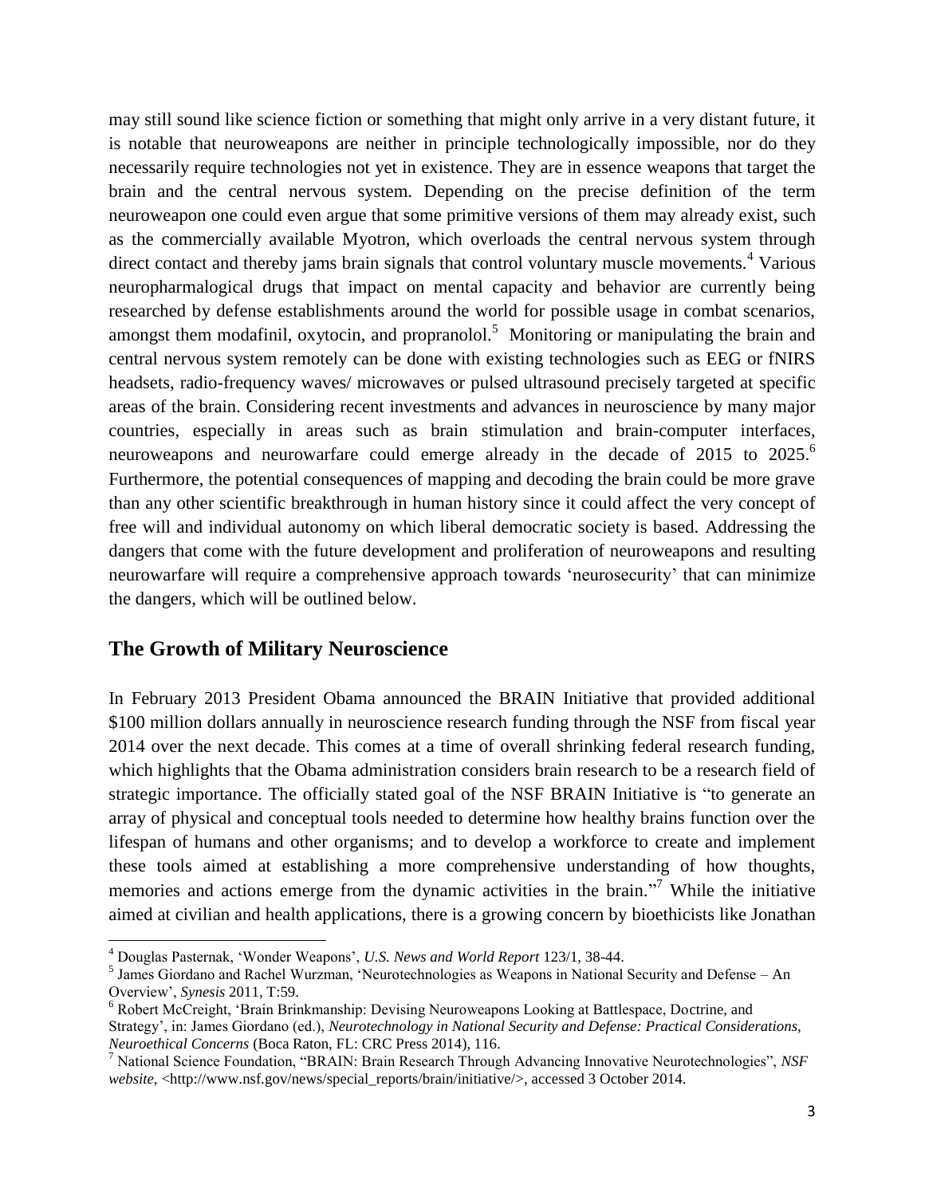may still sound like science fiction or something that might only arrive in a very distant future, it is notable that neuroweapons are neither in principle technologically impossible, nor do they necessarily require technologies not yet in existence. They are in essence weapons that target the brain and the central nervous system. Depending on the precise definition of the term neuroweapon one could even argue that some primitive versions of them may already exist, such as the commercially available Myotron, which overloads the central nervous system through direct contact and thereby jams brain signals that control voluntary muscle movements.[4] Various neuropharmalogical drugs that impact on mental capacity and behavior are currently being researched by defense establishments around the world for possible usage in combat scenarios, amongst them modafinil, oxytocin, and propranolol.[5] Monitoring or manipulating the brain and central nervous system remotely can be done with existing technologies such as EEG or fNIRS headsets, radio-frequency waves/ microwaves or pulsed ultrasound precisely targeted at specific areas of the brain. Considering recent investments and advances in neuroscience by many major countries, especially in areas such as brain stimulation and brain-computer interfaces, neuroweapons and neurowarfare could emerge already in the decade of 2015 to 2025.[6] Furthermore, the potential consequences of mapping and decoding the brain could be more grave than any other scientific breakthrough in human history since it could affect the very concept of free will and individual autonomy on which liberal democratic society is based. Addressing the dangers that come with the future development and proliferation of neuroweapons and resulting neurowarfare will require a comprehensive approach towards 'neurosecurity' that can minimize the dangers, which will be outlined below.

## The Growth of Military Neuroscience

In February 2013 President Obama announced the BRAIN Initiative that provided additional $100 million dollars annually in neuroscience research funding through the NSF from fiscal year 2014 over the next decade. This comes at a time of overall shrinking federal research funding, which highlights that the Obama administration considers brain research to be a research field of strategic importance. The officially stated goal of the NSF BRAIN Initiative is "to generate an array of physical and conceptual tools needed to determine how healthy brains function over the lifespan of humans and other organisms; and to develop a workforce to create and implement these tools aimed at establishing a more comprehensive understanding of how thoughts, memories and actions emerge from the dynamic activities in the brain."[7] While the initiative aimed at civilian and health applications, there is a growing concern by bioethicists like Jonathan

---

[4] Douglas Pasternak, 'Wonder Weapons', *U.S. News and World Report* 123/1, 38-44.

[5] James Giordano and Rachel Wurzman, 'Neurotechnologies as Weapons in National Security and Defense – An Overview', *Synesis* 2011, T:59.

[6] Robert McCreight, 'Brain Brinkmanship: Devising Neuroweapons Looking at Battlespace, Doctrine, and Strategy', in: James Giordano (ed.), *Neurotechnology in National Security and Defense: Practical Considerations, Neuroethical Concerns* (Boca Raton, FL: CRC Press 2014), 116.

[7] National Science Foundation, "BRAIN: Brain Research Through Advancing Innovative Neurotechnologies", *NSF website*, <http://www.nsf.gov/news/special_reports/brain/initiative/>, accessed 3 October 2014.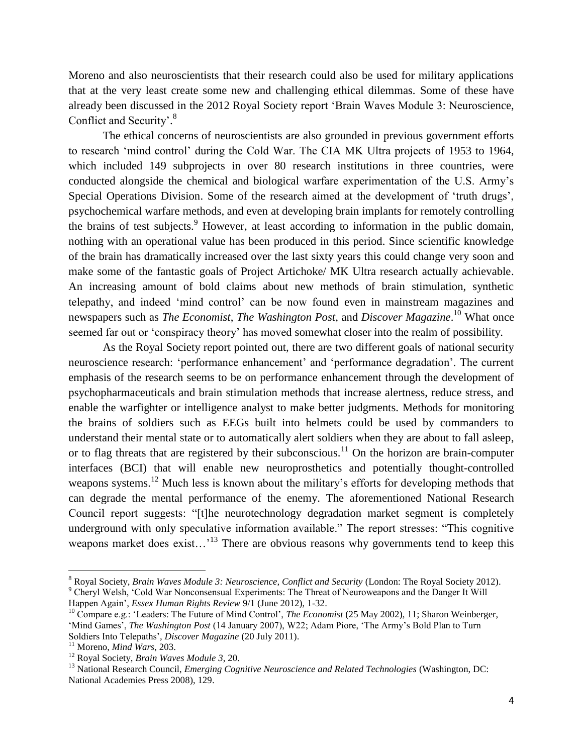Moreno and also neuroscientists that their research could also be used for military applications that at the very least create some new and challenging ethical dilemmas. Some of these have already been discussed in the 2012 Royal Society report 'Brain Waves Module 3: Neuroscience, Conflict and Security'.[8]

The ethical concerns of neuroscientists are also grounded in previous government efforts to research 'mind control' during the Cold War. The CIA MK Ultra projects of 1953 to 1964, which included 149 subprojects in over 80 research institutions in three countries, were conducted alongside the chemical and biological warfare experimentation of the U.S. Army's Special Operations Division. Some of the research aimed at the development of 'truth drugs', psychochemical warfare methods, and even at developing brain implants for remotely controlling the brains of test subjects.[9] However, at least according to information in the public domain, nothing with an operational value has been produced in this period. Since scientific knowledge of the brain has dramatically increased over the last sixty years this could change very soon and make some of the fantastic goals of Project Artichoke/ MK Ultra research actually achievable. An increasing amount of bold claims about new methods of brain stimulation, synthetic telepathy, and indeed 'mind control' can be now found even in mainstream magazines and newspapers such as *The Economist*, *The Washington Post*, and *Discover Magazine*.[10] What once seemed far out or 'conspiracy theory' has moved somewhat closer into the realm of possibility.

As the Royal Society report pointed out, there are two different goals of national security neuroscience research: 'performance enhancement' and 'performance degradation'. The current emphasis of the research seems to be on performance enhancement through the development of psychopharmaceuticals and brain stimulation methods that increase alertness, reduce stress, and enable the warfighter or intelligence analyst to make better judgments. Methods for monitoring the brains of soldiers such as EEGs built into helmets could be used by commanders to understand their mental state or to automatically alert soldiers when they are about to fall asleep, or to flag threats that are registered by their subconscious.[11] On the horizon are brain-computer interfaces (BCI) that will enable new neuroprosthetics and potentially thought-controlled weapons systems.[12] Much less is known about the military's efforts for developing methods that can degrade the mental performance of the enemy. The aforementioned National Research Council report suggests: "[t]he neurotechnology degradation market segment is completely underground with only speculative information available." The report stresses: "This cognitive weapons market does exist…'[13] There are obvious reasons why governments tend to keep this

---

[8] Royal Society, *Brain Waves Module 3: Neuroscience, Conflict and Security* (London: The Royal Society 2012).

[9] Cheryl Welsh, 'Cold War Nonconsensual Experiments: The Threat of Neuroweapons and the Danger It Will Happen Again', *Essex Human Rights Review* 9/1 (June 2012), 1-32.

[10] Compare e.g.: 'Leaders: The Future of Mind Control', *The Economist* (25 May 2002), 11; Sharon Weinberger, 'Mind Games', *The Washington Post* (14 January 2007), W22; Adam Piore, 'The Army's Bold Plan to Turn Soldiers Into Telepaths', *Discover Magazine* (20 July 2011).

[11] Moreno, *Mind Wars*, 203.

[12] Royal Society, *Brain Waves Module 3*, 20.

[13] National Research Council, *Emerging Cognitive Neuroscience and Related Technologies* (Washington, DC: National Academies Press 2008), 129.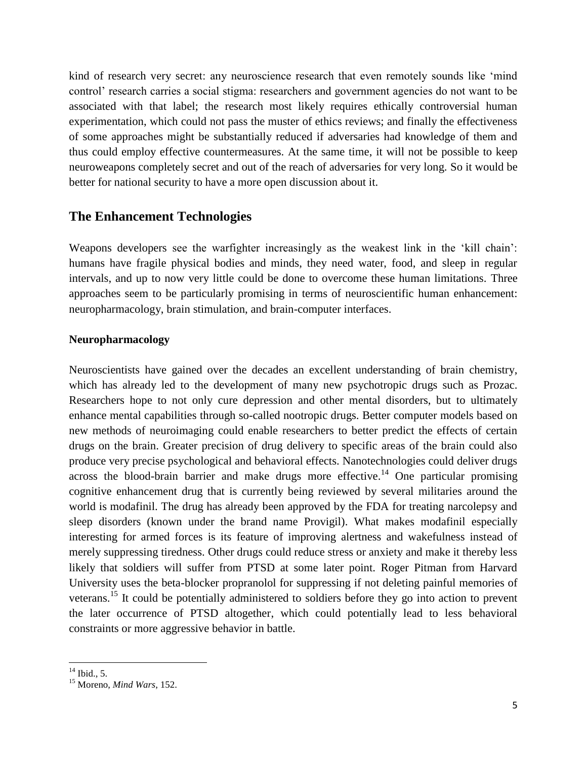kind of research very secret: any neuroscience research that even remotely sounds like 'mind control' research carries a social stigma: researchers and government agencies do not want to be associated with that label; the research most likely requires ethically controversial human experimentation, which could not pass the muster of ethics reviews; and finally the effectiveness of some approaches might be substantially reduced if adversaries had knowledge of them and thus could employ effective countermeasures. At the same time, it will not be possible to keep neuroweapons completely secret and out of the reach of adversaries for very long. So it would be better for national security to have a more open discussion about it.

## The Enhancement Technologies

Weapons developers see the warfighter increasingly as the weakest link in the 'kill chain': humans have fragile physical bodies and minds, they need water, food, and sleep in regular intervals, and up to now very little could be done to overcome these human limitations. Three approaches seem to be particularly promising in terms of neuroscientific human enhancement: neuropharmacology, brain stimulation, and brain-computer interfaces.

### Neuropharmacology

Neuroscientists have gained over the decades an excellent understanding of brain chemistry, which has already led to the development of many new psychotropic drugs such as Prozac. Researchers hope to not only cure depression and other mental disorders, but to ultimately enhance mental capabilities through so-called nootropic drugs. Better computer models based on new methods of neuroimaging could enable researchers to better predict the effects of certain drugs on the brain. Greater precision of drug delivery to specific areas of the brain could also produce very precise psychological and behavioral effects. Nanotechnologies could deliver drugs across the blood-brain barrier and make drugs more effective.[14] One particular promising cognitive enhancement drug that is currently being reviewed by several militaries around the world is modafinil. The drug has already been approved by the FDA for treating narcolepsy and sleep disorders (known under the brand name Provigil). What makes modafinil especially interesting for armed forces is its feature of improving alertness and wakefulness instead of merely suppressing tiredness. Other drugs could reduce stress or anxiety and make it thereby less likely that soldiers will suffer from PTSD at some later point. Roger Pitman from Harvard University uses the beta-blocker propranolol for suppressing if not deleting painful memories of veterans.[15] It could be potentially administered to soldiers before they go into action to prevent the later occurrence of PTSD altogether, which could potentially lead to less behavioral constraints or more aggressive behavior in battle.

[14] Ibid., 5.

[15] Moreno, *Mind Wars*, 152.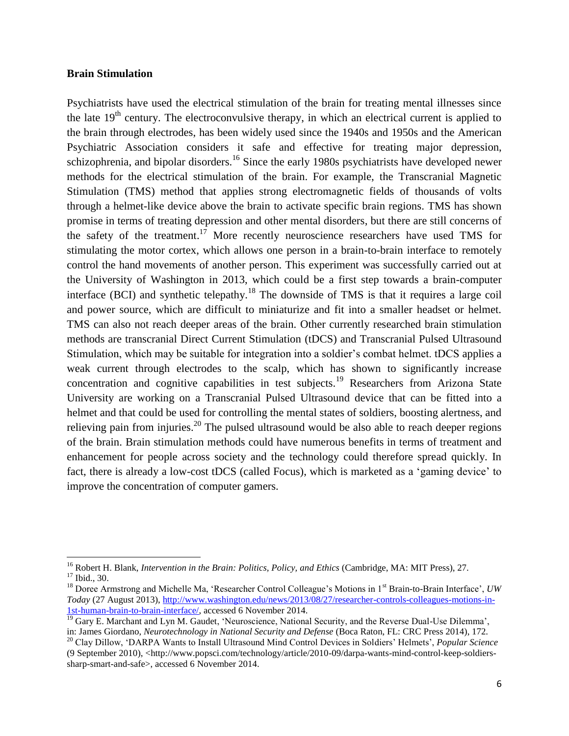**Brain Stimulation**

Psychiatrists have used the electrical stimulation of the brain for treating mental illnesses since the late 19th century. The electroconvulsive therapy, in which an electrical current is applied to the brain through electrodes, has been widely used since the 1940s and 1950s and the American Psychiatric Association considers it safe and effective for treating major depression, schizophrenia, and bipolar disorders.[16] Since the early 1980s psychiatrists have developed newer methods for the electrical stimulation of the brain. For example, the Transcranial Magnetic Stimulation (TMS) method that applies strong electromagnetic fields of thousands of volts through a helmet-like device above the brain to activate specific brain regions. TMS has shown promise in terms of treating depression and other mental disorders, but there are still concerns of the safety of the treatment.[17] More recently neuroscience researchers have used TMS for stimulating the motor cortex, which allows one person in a brain-to-brain interface to remotely control the hand movements of another person. This experiment was successfully carried out at the University of Washington in 2013, which could be a first step towards a brain-computer interface (BCI) and synthetic telepathy.[18] The downside of TMS is that it requires a large coil and power source, which are difficult to miniaturize and fit into a smaller headset or helmet. TMS can also not reach deeper areas of the brain. Other currently researched brain stimulation methods are transcranial Direct Current Stimulation (tDCS) and Transcranial Pulsed Ultrasound Stimulation, which may be suitable for integration into a soldier's combat helmet. tDCS applies a weak current through electrodes to the scalp, which has shown to significantly increase concentration and cognitive capabilities in test subjects.[19] Researchers from Arizona State University are working on a Transcranial Pulsed Ultrasound device that can be fitted into a helmet and that could be used for controlling the mental states of soldiers, boosting alertness, and relieving pain from injuries.[20] The pulsed ultrasound would be also able to reach deeper regions of the brain. Brain stimulation methods could have numerous benefits in terms of treatment and enhancement for people across society and the technology could therefore spread quickly. In fact, there is already a low-cost tDCS (called Focus), which is marketed as a 'gaming device' to improve the concentration of computer gamers.

---

[16] Robert H. Blank, *Intervention in the Brain: Politics, Policy, and Ethics* (Cambridge, MA: MIT Press), 27.

[17] Ibid., 30.

[18] Doree Armstrong and Michelle Ma, 'Researcher Control Colleague's Motions in 1st Brain-to-Brain Interface', *UW Today* (27 August 2013), http://www.washington.edu/news/2013/08/27/researcher-controls-colleagues-motions-in-1st-human-brain-to-brain-interface/, accessed 6 November 2014.

[19] Gary E. Marchant and Lyn M. Gaudet, 'Neuroscience, National Security, and the Reverse Dual-Use Dilemma', in: James Giordano, *Neurotechnology in National Security and Defense* (Boca Raton, FL: CRC Press 2014), 172.

[20] Clay Dillow, 'DARPA Wants to Install Ultrasound Mind Control Devices in Soldiers' Helmets', *Popular Science* (9 September 2010), <http://www.popsci.com/technology/article/2010-09/darpa-wants-mind-control-keep-soldiers-sharp-smart-and-safe>, accessed 6 November 2014.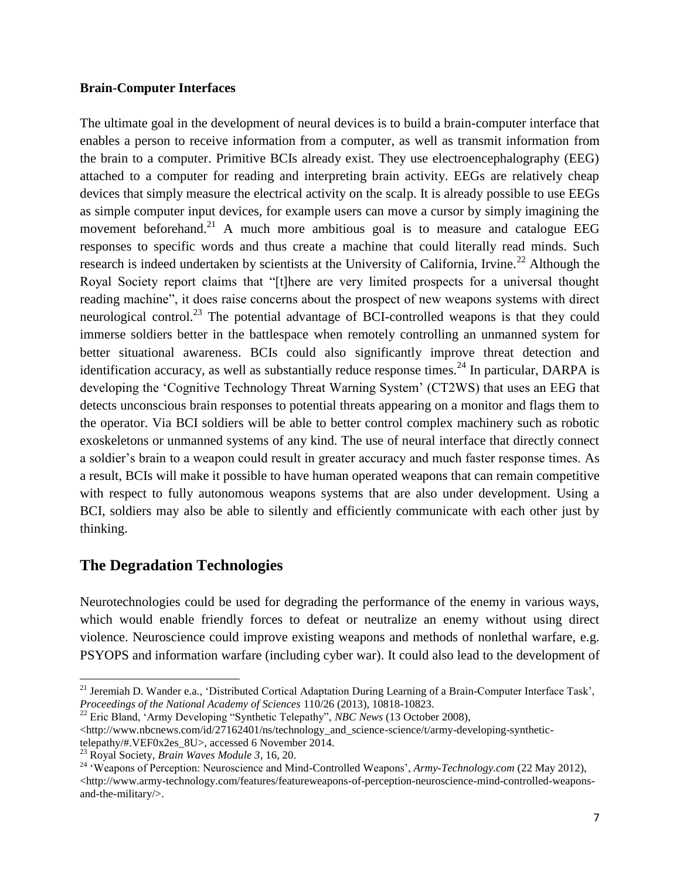**Brain-Computer Interfaces**

The ultimate goal in the development of neural devices is to build a brain-computer interface that enables a person to receive information from a computer, as well as transmit information from the brain to a computer. Primitive BCIs already exist. They use electroencephalography (EEG) attached to a computer for reading and interpreting brain activity. EEGs are relatively cheap devices that simply measure the electrical activity on the scalp. It is already possible to use EEGs as simple computer input devices, for example users can move a cursor by simply imagining the movement beforehand.[21] A much more ambitious goal is to measure and catalogue EEG responses to specific words and thus create a machine that could literally read minds. Such research is indeed undertaken by scientists at the University of California, Irvine.[22] Although the Royal Society report claims that "[t]here are very limited prospects for a universal thought reading machine", it does raise concerns about the prospect of new weapons systems with direct neurological control.[23] The potential advantage of BCI-controlled weapons is that they could immerse soldiers better in the battlespace when remotely controlling an unmanned system for better situational awareness. BCIs could also significantly improve threat detection and identification accuracy, as well as substantially reduce response times.[24] In particular, DARPA is developing the 'Cognitive Technology Threat Warning System' (CT2WS) that uses an EEG that detects unconscious brain responses to potential threats appearing on a monitor and flags them to the operator. Via BCI soldiers will be able to better control complex machinery such as robotic exoskeletons or unmanned systems of any kind. The use of neural interface that directly connect a soldier's brain to a weapon could result in greater accuracy and much faster response times. As a result, BCIs will make it possible to have human operated weapons that can remain competitive with respect to fully autonomous weapons systems that are also under development. Using a BCI, soldiers may also be able to silently and efficiently communicate with each other just by thinking.

## The Degradation Technologies

Neurotechnologies could be used for degrading the performance of the enemy in various ways, which would enable friendly forces to defeat or neutralize an enemy without using direct violence. Neuroscience could improve existing weapons and methods of nonlethal warfare, e.g. PSYOPS and information warfare (including cyber war). It could also lead to the development of

---

[21] Jeremiah D. Wander e.a., 'Distributed Cortical Adaptation During Learning of a Brain-Computer Interface Task', *Proceedings of the National Academy of Sciences* 110/26 (2013), 10818-10823.

[22] Eric Bland, 'Army Developing "Synthetic Telepathy", *NBC News* (13 October 2008), <http://www.nbcnews.com/id/27162401/ns/technology_and_science-science/t/army-developing-synthetic-telepathy/#.VEF0x2es_8U>, accessed 6 November 2014.

[23] Royal Society, *Brain Waves Module 3*, 16, 20.

[24] 'Weapons of Perception: Neuroscience and Mind-Controlled Weapons', *Army-Technology.com* (22 May 2012), <http://www.army-technology.com/features/featureweapons-of-perception-neuroscience-mind-controlled-weapons-and-the-military/>.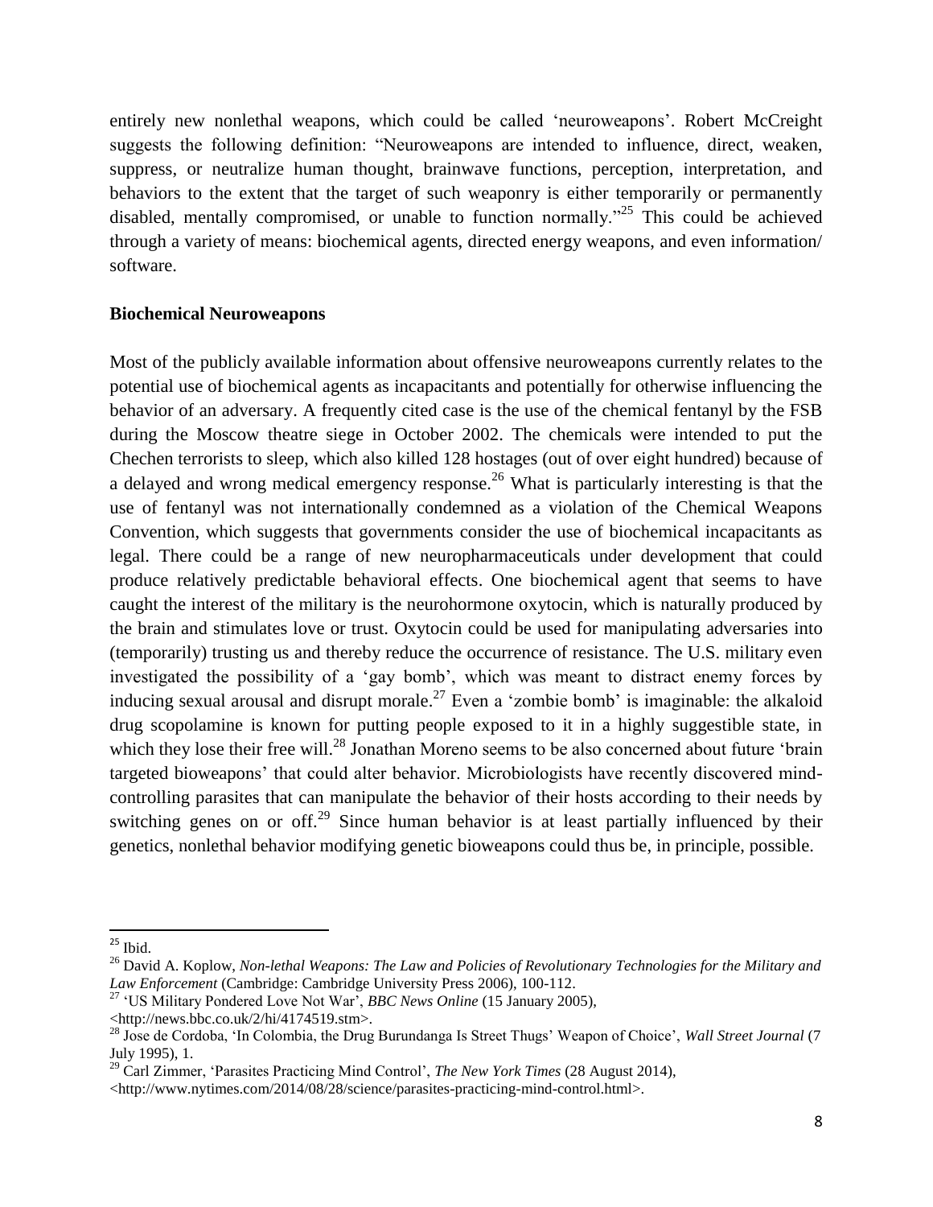entirely new nonlethal weapons, which could be called 'neuroweapons'. Robert McCreight suggests the following definition: "Neuroweapons are intended to influence, direct, weaken, suppress, or neutralize human thought, brainwave functions, perception, interpretation, and behaviors to the extent that the target of such weaponry is either temporarily or permanently disabled, mentally compromised, or unable to function normally."[25] This could be achieved through a variety of means: biochemical agents, directed energy weapons, and even information/ software.

**Biochemical Neuroweapons**

Most of the publicly available information about offensive neuroweapons currently relates to the potential use of biochemical agents as incapacitants and potentially for otherwise influencing the behavior of an adversary. A frequently cited case is the use of the chemical fentanyl by the FSB during the Moscow theatre siege in October 2002. The chemicals were intended to put the Chechen terrorists to sleep, which also killed 128 hostages (out of over eight hundred) because of a delayed and wrong medical emergency response.[26] What is particularly interesting is that the use of fentanyl was not internationally condemned as a violation of the Chemical Weapons Convention, which suggests that governments consider the use of biochemical incapacitants as legal. There could be a range of new neuropharmaceuticals under development that could produce relatively predictable behavioral effects. One biochemical agent that seems to have caught the interest of the military is the neurohormone oxytocin, which is naturally produced by the brain and stimulates love or trust. Oxytocin could be used for manipulating adversaries into (temporarily) trusting us and thereby reduce the occurrence of resistance. The U.S. military even investigated the possibility of a 'gay bomb', which was meant to distract enemy forces by inducing sexual arousal and disrupt morale.[27] Even a 'zombie bomb' is imaginable: the alkaloid drug scopolamine is known for putting people exposed to it in a highly suggestible state, in which they lose their free will.[28] Jonathan Moreno seems to be also concerned about future 'brain targeted bioweapons' that could alter behavior. Microbiologists have recently discovered mind-controlling parasites that can manipulate the behavior of their hosts according to their needs by switching genes on or off.[29] Since human behavior is at least partially influenced by their genetics, nonlethal behavior modifying genetic bioweapons could thus be, in principle, possible.

---

[25] Ibid.

[26] David A. Koplow, *Non-lethal Weapons: The Law and Policies of Revolutionary Technologies for the Military and Law Enforcement* (Cambridge: Cambridge University Press 2006), 100-112.

[27] 'US Military Pondered Love Not War', *BBC News Online* (15 January 2005), <http://news.bbc.co.uk/2/hi/4174519.stm>.

[28] Jose de Cordoba, 'In Colombia, the Drug Burundanga Is Street Thugs' Weapon of Choice', *Wall Street Journal* (7 July 1995), 1.

[29] Carl Zimmer, 'Parasites Practicing Mind Control', *The New York Times* (28 August 2014), <http://www.nytimes.com/2014/08/28/science/parasites-practicing-mind-control.html>.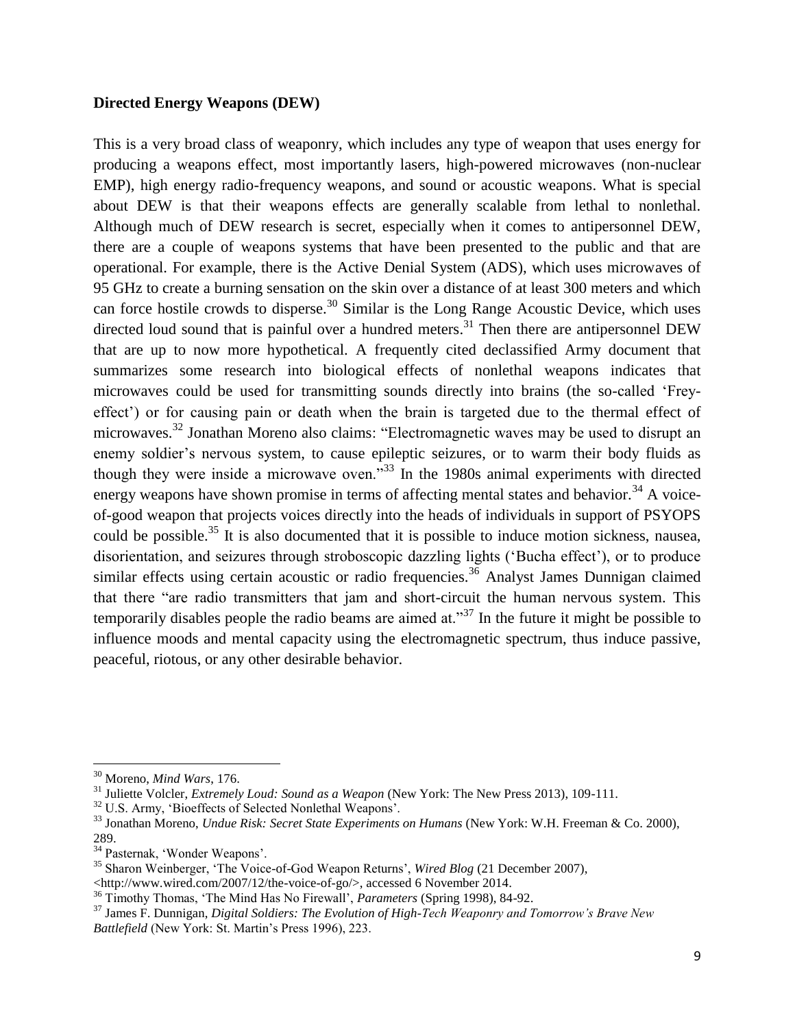**Directed Energy Weapons (DEW)**

This is a very broad class of weaponry, which includes any type of weapon that uses energy for producing a weapons effect, most importantly lasers, high-powered microwaves (non-nuclear EMP), high energy radio-frequency weapons, and sound or acoustic weapons. What is special about DEW is that their weapons effects are generally scalable from lethal to nonlethal. Although much of DEW research is secret, especially when it comes to antipersonnel DEW, there are a couple of weapons systems that have been presented to the public and that are operational. For example, there is the Active Denial System (ADS), which uses microwaves of 95 GHz to create a burning sensation on the skin over a distance of at least 300 meters and which can force hostile crowds to disperse.[30] Similar is the Long Range Acoustic Device, which uses directed loud sound that is painful over a hundred meters.[31] Then there are antipersonnel DEW that are up to now more hypothetical. A frequently cited declassified Army document that summarizes some research into biological effects of nonlethal weapons indicates that microwaves could be used for transmitting sounds directly into brains (the so-called 'Frey-effect') or for causing pain or death when the brain is targeted due to the thermal effect of microwaves.[32] Jonathan Moreno also claims: "Electromagnetic waves may be used to disrupt an enemy soldier's nervous system, to cause epileptic seizures, or to warm their body fluids as though they were inside a microwave oven."[33] In the 1980s animal experiments with directed energy weapons have shown promise in terms of affecting mental states and behavior.[34] A voice-of-good weapon that projects voices directly into the heads of individuals in support of PSYOPS could be possible.[35] It is also documented that it is possible to induce motion sickness, nausea, disorientation, and seizures through stroboscopic dazzling lights ('Bucha effect'), or to produce similar effects using certain acoustic or radio frequencies.[36] Analyst James Dunnigan claimed that there "are radio transmitters that jam and short-circuit the human nervous system. This temporarily disables people the radio beams are aimed at."[37] In the future it might be possible to influence moods and mental capacity using the electromagnetic spectrum, thus induce passive, peaceful, riotous, or any other desirable behavior.

---

[30] Moreno, *Mind Wars*, 176.

[31] Juliette Volcler, *Extremely Loud: Sound as a Weapon* (New York: The New Press 2013), 109-111.

[32] U.S. Army, 'Bioeffects of Selected Nonlethal Weapons'.

[33] Jonathan Moreno, *Undue Risk: Secret State Experiments on Humans* (New York: W.H. Freeman & Co. 2000), 289.

[34] Pasternak, 'Wonder Weapons'.

[35] Sharon Weinberger, 'The Voice-of-God Weapon Returns', *Wired Blog* (21 December 2007), <http://www.wired.com/2007/12/the-voice-of-go/>, accessed 6 November 2014.

[36] Timothy Thomas, 'The Mind Has No Firewall', *Parameters* (Spring 1998), 84-92.

[37] James F. Dunnigan, *Digital Soldiers: The Evolution of High-Tech Weaponry and Tomorrow's Brave New Battlefield* (New York: St. Martin's Press 1996), 223.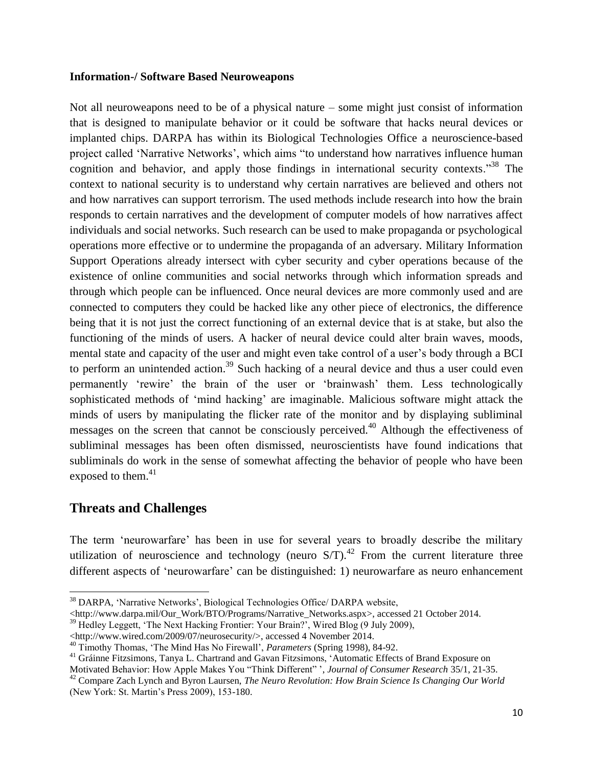### Information-/ Software Based Neuroweapons

Not all neuroweapons need to be of a physical nature – some might just consist of information that is designed to manipulate behavior or it could be software that hacks neural devices or implanted chips. DARPA has within its Biological Technologies Office a neuroscience-based project called 'Narrative Networks', which aims "to understand how narratives influence human cognition and behavior, and apply those findings in international security contexts."[38] The context to national security is to understand why certain narratives are believed and others not and how narratives can support terrorism. The used methods include research into how the brain responds to certain narratives and the development of computer models of how narratives affect individuals and social networks. Such research can be used to make propaganda or psychological operations more effective or to undermine the propaganda of an adversary. Military Information Support Operations already intersect with cyber security and cyber operations because of the existence of online communities and social networks through which information spreads and through which people can be influenced. Once neural devices are more commonly used and are connected to computers they could be hacked like any other piece of electronics, the difference being that it is not just the correct functioning of an external device that is at stake, but also the functioning of the minds of users. A hacker of neural device could alter brain waves, moods, mental state and capacity of the user and might even take control of a user's body through a BCI to perform an unintended action.[39] Such hacking of a neural device and thus a user could even permanently 'rewire' the brain of the user or 'brainwash' them. Less technologically sophisticated methods of 'mind hacking' are imaginable. Malicious software might attack the minds of users by manipulating the flicker rate of the monitor and by displaying subliminal messages on the screen that cannot be consciously perceived.[40] Although the effectiveness of subliminal messages has been often dismissed, neuroscientists have found indications that subliminals do work in the sense of somewhat affecting the behavior of people who have been exposed to them.[41]

## Threats and Challenges

The term 'neurowarfare' has been in use for several years to broadly describe the military utilization of neuroscience and technology (neuro S/T).[42] From the current literature three different aspects of 'neurowarfare' can be distinguished: 1) neurowarfare as neuro enhancement

---

[38] DARPA, 'Narrative Networks', Biological Technologies Office/ DARPA website, <http://www.darpa.mil/Our_Work/BTO/Programs/Narrative_Networks.aspx>, accessed 21 October 2014.

[39] Hedley Leggett, 'The Next Hacking Frontier: Your Brain?', Wired Blog (9 July 2009), <http://www.wired.com/2009/07/neurosecurity/>, accessed 4 November 2014.

[40] Timothy Thomas, 'The Mind Has No Firewall', *Parameters* (Spring 1998), 84-92.

[41] Gráinne Fitzsimons, Tanya L. Chartrand and Gavan Fitzsimons, 'Automatic Effects of Brand Exposure on Motivated Behavior: How Apple Makes You "Think Different" ', *Journal of Consumer Research* 35/1, 21-35.

[42] Compare Zach Lynch and Byron Laursen, *The Neuro Revolution: How Brain Science Is Changing Our World* (New York: St. Martin's Press 2009), 153-180.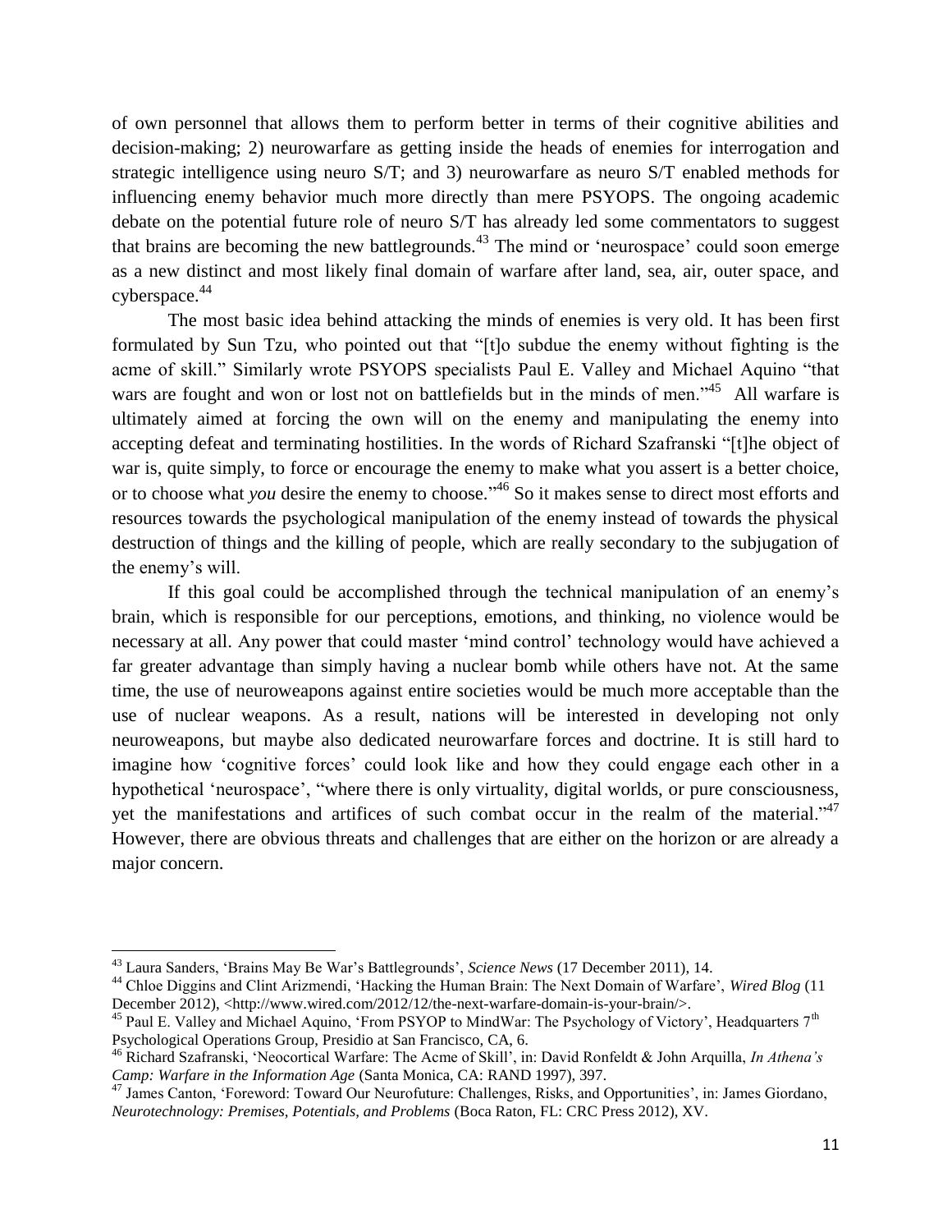of own personnel that allows them to perform better in terms of their cognitive abilities and decision-making; 2) neurowarfare as getting inside the heads of enemies for interrogation and strategic intelligence using neuro S/T; and 3) neurowarfare as neuro S/T enabled methods for influencing enemy behavior much more directly than mere PSYOPS. The ongoing academic debate on the potential future role of neuro S/T has already led some commentators to suggest that brains are becoming the new battlegrounds.[43] The mind or 'neurospace' could soon emerge as a new distinct and most likely final domain of warfare after land, sea, air, outer space, and cyberspace.[44]

The most basic idea behind attacking the minds of enemies is very old. It has been first formulated by Sun Tzu, who pointed out that "[t]o subdue the enemy without fighting is the acme of skill." Similarly wrote PSYOPS specialists Paul E. Valley and Michael Aquino "that wars are fought and won or lost not on battlefields but in the minds of men."[45] All warfare is ultimately aimed at forcing the own will on the enemy and manipulating the enemy into accepting defeat and terminating hostilities. In the words of Richard Szafranski "[t]he object of war is, quite simply, to force or encourage the enemy to make what you assert is a better choice, or to choose what *you* desire the enemy to choose."[46] So it makes sense to direct most efforts and resources towards the psychological manipulation of the enemy instead of towards the physical destruction of things and the killing of people, which are really secondary to the subjugation of the enemy's will.

If this goal could be accomplished through the technical manipulation of an enemy's brain, which is responsible for our perceptions, emotions, and thinking, no violence would be necessary at all. Any power that could master 'mind control' technology would have achieved a far greater advantage than simply having a nuclear bomb while others have not. At the same time, the use of neuroweapons against entire societies would be much more acceptable than the use of nuclear weapons. As a result, nations will be interested in developing not only neuroweapons, but maybe also dedicated neurowarfare forces and doctrine. It is still hard to imagine how 'cognitive forces' could look like and how they could engage each other in a hypothetical 'neurospace', "where there is only virtuality, digital worlds, or pure consciousness, yet the manifestations and artifices of such combat occur in the realm of the material."[47] However, there are obvious threats and challenges that are either on the horizon or are already a major concern.

---

[43] Laura Sanders, 'Brains May Be War's Battlegrounds', *Science News* (17 December 2011), 14.

[44] Chloe Diggins and Clint Arizmendi, 'Hacking the Human Brain: The Next Domain of Warfare', *Wired Blog* (11 December 2012), <http://www.wired.com/2012/12/the-next-warfare-domain-is-your-brain/>.

[45] Paul E. Valley and Michael Aquino, 'From PSYOP to MindWar: The Psychology of Victory', Headquarters 7th Psychological Operations Group, Presidio at San Francisco, CA, 6.

[46] Richard Szafranski, 'Neocortical Warfare: The Acme of Skill', in: David Ronfeldt & John Arquilla, *In Athena's Camp: Warfare in the Information Age* (Santa Monica, CA: RAND 1997), 397.

[47] James Canton, 'Foreword: Toward Our Neurofuture: Challenges, Risks, and Opportunities', in: James Giordano, *Neurotechnology: Premises, Potentials, and Problems* (Boca Raton, FL: CRC Press 2012), XV.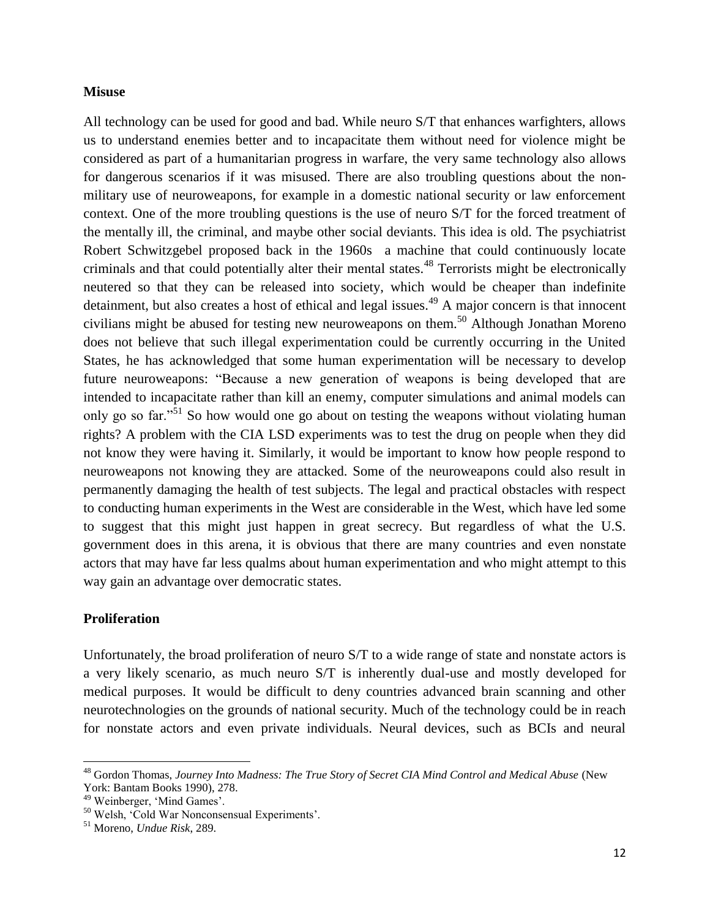**Misuse**

All technology can be used for good and bad. While neuro S/T that enhances warfighters, allows us to understand enemies better and to incapacitate them without need for violence might be considered as part of a humanitarian progress in warfare, the very same technology also allows for dangerous scenarios if it was misused. There are also troubling questions about the non-military use of neuroweapons, for example in a domestic national security or law enforcement context. One of the more troubling questions is the use of neuro S/T for the forced treatment of the mentally ill, the criminal, and maybe other social deviants. This idea is old. The psychiatrist Robert Schwitzgebel proposed back in the 1960s a machine that could continuously locate criminals and that could potentially alter their mental states.[48] Terrorists might be electronically neutered so that they can be released into society, which would be cheaper than indefinite detainment, but also creates a host of ethical and legal issues.[49] A major concern is that innocent civilians might be abused for testing new neuroweapons on them.[50] Although Jonathan Moreno does not believe that such illegal experimentation could be currently occurring in the United States, he has acknowledged that some human experimentation will be necessary to develop future neuroweapons: "Because a new generation of weapons is being developed that are intended to incapacitate rather than kill an enemy, computer simulations and animal models can only go so far."[51] So how would one go about on testing the weapons without violating human rights? A problem with the CIA LSD experiments was to test the drug on people when they did not know they were having it. Similarly, it would be important to know how people respond to neuroweapons not knowing they are attacked. Some of the neuroweapons could also result in permanently damaging the health of test subjects. The legal and practical obstacles with respect to conducting human experiments in the West are considerable in the West, which have led some to suggest that this might just happen in great secrecy. But regardless of what the U.S. government does in this arena, it is obvious that there are many countries and even nonstate actors that may have far less qualms about human experimentation and who might attempt to this way gain an advantage over democratic states.

**Proliferation**

Unfortunately, the broad proliferation of neuro S/T to a wide range of state and nonstate actors is a very likely scenario, as much neuro S/T is inherently dual-use and mostly developed for medical purposes. It would be difficult to deny countries advanced brain scanning and other neurotechnologies on the grounds of national security. Much of the technology could be in reach for nonstate actors and even private individuals. Neural devices, such as BCIs and neural

---

[48] Gordon Thomas, *Journey Into Madness: The True Story of Secret CIA Mind Control and Medical Abuse* (New York: Bantam Books 1990), 278.

[49] Weinberger, 'Mind Games'.

[50] Welsh, 'Cold War Nonconsensual Experiments'.

[51] Moreno, *Undue Risk*, 289.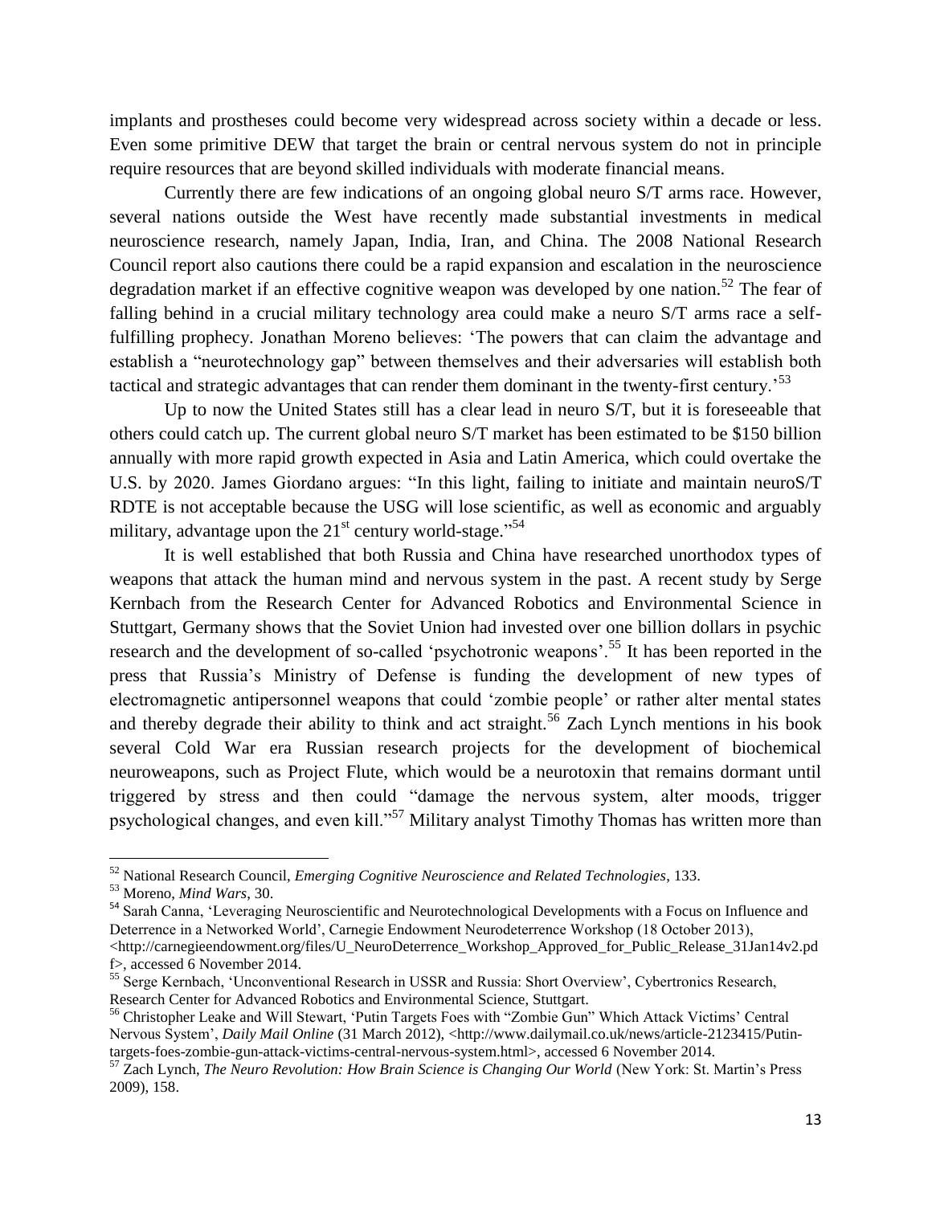implants and prostheses could become very widespread across society within a decade or less. Even some primitive DEW that target the brain or central nervous system do not in principle require resources that are beyond skilled individuals with moderate financial means.

Currently there are few indications of an ongoing global neuro S/T arms race. However, several nations outside the West have recently made substantial investments in medical neuroscience research, namely Japan, India, Iran, and China. The 2008 National Research Council report also cautions there could be a rapid expansion and escalation in the neuroscience degradation market if an effective cognitive weapon was developed by one nation.[52] The fear of falling behind in a crucial military technology area could make a neuro S/T arms race a self-fulfilling prophecy. Jonathan Moreno believes: 'The powers that can claim the advantage and establish a "neurotechnology gap" between themselves and their adversaries will establish both tactical and strategic advantages that can render them dominant in the twenty-first century.'[53]

Up to now the United States still has a clear lead in neuro S/T, but it is foreseeable that others could catch up. The current global neuro S/T market has been estimated to be $150 billion annually with more rapid growth expected in Asia and Latin America, which could overtake the U.S. by 2020. James Giordano argues: "In this light, failing to initiate and maintain neuroS/T RDTE is not acceptable because the USG will lose scientific, as well as economic and arguably military, advantage upon the 21st century world-stage."[54]

It is well established that both Russia and China have researched unorthodox types of weapons that attack the human mind and nervous system in the past. A recent study by Serge Kernbach from the Research Center for Advanced Robotics and Environmental Science in Stuttgart, Germany shows that the Soviet Union had invested over one billion dollars in psychic research and the development of so-called 'psychotronic weapons'.[55] It has been reported in the press that Russia's Ministry of Defense is funding the development of new types of electromagnetic antipersonnel weapons that could 'zombie people' or rather alter mental states and thereby degrade their ability to think and act straight.[56] Zach Lynch mentions in his book several Cold War era Russian research projects for the development of biochemical neuroweapons, such as Project Flute, which would be a neurotoxin that remains dormant until triggered by stress and then could "damage the nervous system, alter moods, trigger psychological changes, and even kill."[57] Military analyst Timothy Thomas has written more than

---

[52] National Research Council, *Emerging Cognitive Neuroscience and Related Technologies*, 133.

[53] Moreno, *Mind Wars*, 30.

[54] Sarah Canna, 'Leveraging Neuroscientific and Neurotechnological Developments with a Focus on Influence and Deterrence in a Networked World', Carnegie Endowment Neurodeterrence Workshop (18 October 2013), <http://carnegieendowment.org/files/U_NeuroDeterrence_Workshop_Approved_for_Public_Release_31Jan14v2.pdf>, accessed 6 November 2014.

[55] Serge Kernbach, 'Unconventional Research in USSR and Russia: Short Overview', Cybertronics Research, Research Center for Advanced Robotics and Environmental Science, Stuttgart.

[56] Christopher Leake and Will Stewart, 'Putin Targets Foes with "Zombie Gun" Which Attack Victims' Central Nervous System', *Daily Mail Online* (31 March 2012), <http://www.dailymail.co.uk/news/article-2123415/Putin-targets-foes-zombie-gun-attack-victims-central-nervous-system.html>, accessed 6 November 2014.

[57] Zach Lynch, *The Neuro Revolution: How Brain Science is Changing Our World* (New York: St. Martin's Press 2009), 158.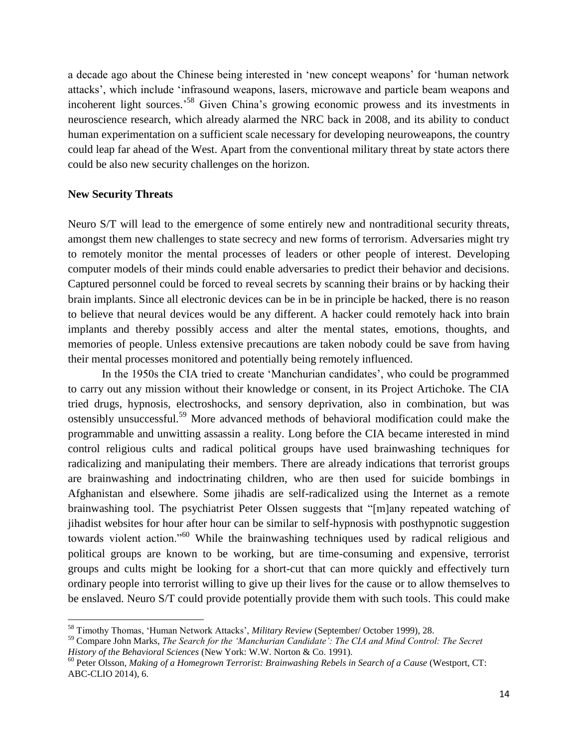a decade ago about the Chinese being interested in 'new concept weapons' for 'human network attacks', which include 'infrasound weapons, lasers, microwave and particle beam weapons and incoherent light sources.'[58] Given China's growing economic prowess and its investments in neuroscience research, which already alarmed the NRC back in 2008, and its ability to conduct human experimentation on a sufficient scale necessary for developing neuroweapons, the country could leap far ahead of the West. Apart from the conventional military threat by state actors there could be also new security challenges on the horizon.

**New Security Threats**

Neuro S/T will lead to the emergence of some entirely new and nontraditional security threats, amongst them new challenges to state secrecy and new forms of terrorism. Adversaries might try to remotely monitor the mental processes of leaders or other people of interest. Developing computer models of their minds could enable adversaries to predict their behavior and decisions. Captured personnel could be forced to reveal secrets by scanning their brains or by hacking their brain implants. Since all electronic devices can be in be in principle be hacked, there is no reason to believe that neural devices would be any different. A hacker could remotely hack into brain implants and thereby possibly access and alter the mental states, emotions, thoughts, and memories of people. Unless extensive precautions are taken nobody could be save from having their mental processes monitored and potentially being remotely influenced.

In the 1950s the CIA tried to create 'Manchurian candidates', who could be programmed to carry out any mission without their knowledge or consent, in its Project Artichoke. The CIA tried drugs, hypnosis, electroshocks, and sensory deprivation, also in combination, but was ostensibly unsuccessful.[59] More advanced methods of behavioral modification could make the programmable and unwitting assassin a reality. Long before the CIA became interested in mind control religious cults and radical political groups have used brainwashing techniques for radicalizing and manipulating their members. There are already indications that terrorist groups are brainwashing and indoctrinating children, who are then used for suicide bombings in Afghanistan and elsewhere. Some jihadis are self-radicalized using the Internet as a remote brainwashing tool. The psychiatrist Peter Olssen suggests that "[m]any repeated watching of jihadist websites for hour after hour can be similar to self-hypnosis with posthypnotic suggestion towards violent action."[60] While the brainwashing techniques used by radical religious and political groups are known to be working, but are time-consuming and expensive, terrorist groups and cults might be looking for a short-cut that can more quickly and effectively turn ordinary people into terrorist willing to give up their lives for the cause or to allow themselves to be enslaved. Neuro S/T could provide potentially provide them with such tools. This could make

[58] Timothy Thomas, 'Human Network Attacks', *Military Review* (September/ October 1999), 28.

[59] Compare John Marks, *The Search for the 'Manchurian Candidate': The CIA and Mind Control: The Secret History of the Behavioral Sciences* (New York: W.W. Norton & Co. 1991).

[60] Peter Olsson, *Making of a Homegrown Terrorist: Brainwashing Rebels in Search of a Cause* (Westport, CT: ABC-CLIO 2014), 6.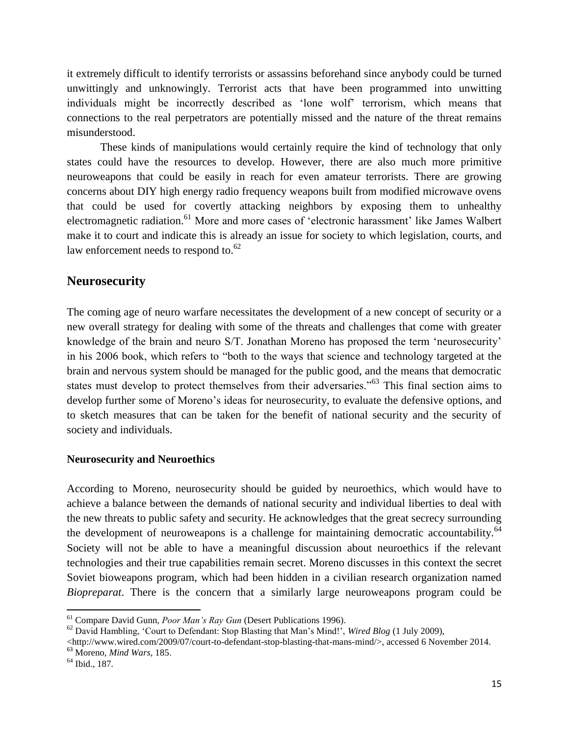it extremely difficult to identify terrorists or assassins beforehand since anybody could be turned unwittingly and unknowingly. Terrorist acts that have been programmed into unwitting individuals might be incorrectly described as 'lone wolf' terrorism, which means that connections to the real perpetrators are potentially missed and the nature of the threat remains misunderstood.

These kinds of manipulations would certainly require the kind of technology that only states could have the resources to develop. However, there are also much more primitive neuroweapons that could be easily in reach for even amateur terrorists. There are growing concerns about DIY high energy radio frequency weapons built from modified microwave ovens that could be used for covertly attacking neighbors by exposing them to unhealthy electromagnetic radiation.[61] More and more cases of 'electronic harassment' like James Walbert make it to court and indicate this is already an issue for society to which legislation, courts, and law enforcement needs to respond to.[62]

## Neurosecurity

The coming age of neuro warfare necessitates the development of a new concept of security or a new overall strategy for dealing with some of the threats and challenges that come with greater knowledge of the brain and neuro S/T. Jonathan Moreno has proposed the term 'neurosecurity' in his 2006 book, which refers to "both to the ways that science and technology targeted at the brain and nervous system should be managed for the public good, and the means that democratic states must develop to protect themselves from their adversaries."[63] This final section aims to develop further some of Moreno's ideas for neurosecurity, to evaluate the defensive options, and to sketch measures that can be taken for the benefit of national security and the security of society and individuals.

### Neurosecurity and Neuroethics

According to Moreno, neurosecurity should be guided by neuroethics, which would have to achieve a balance between the demands of national security and individual liberties to deal with the new threats to public safety and security. He acknowledges that the great secrecy surrounding the development of neuroweapons is a challenge for maintaining democratic accountability.[64] Society will not be able to have a meaningful discussion about neuroethics if the relevant technologies and their true capabilities remain secret. Moreno discusses in this context the secret Soviet bioweapons program, which had been hidden in a civilian research organization named *Biopreparat*. There is the concern that a similarly large neuroweapons program could be

---

[61] Compare David Gunn, *Poor Man's Ray Gun* (Desert Publications 1996).

[62] David Hambling, 'Court to Defendant: Stop Blasting that Man's Mind!', *Wired Blog* (1 July 2009), <http://www.wired.com/2009/07/court-to-defendant-stop-blasting-that-mans-mind/>, accessed 6 November 2014.

[63] Moreno, *Mind Wars*, 185.

[64] Ibid., 187.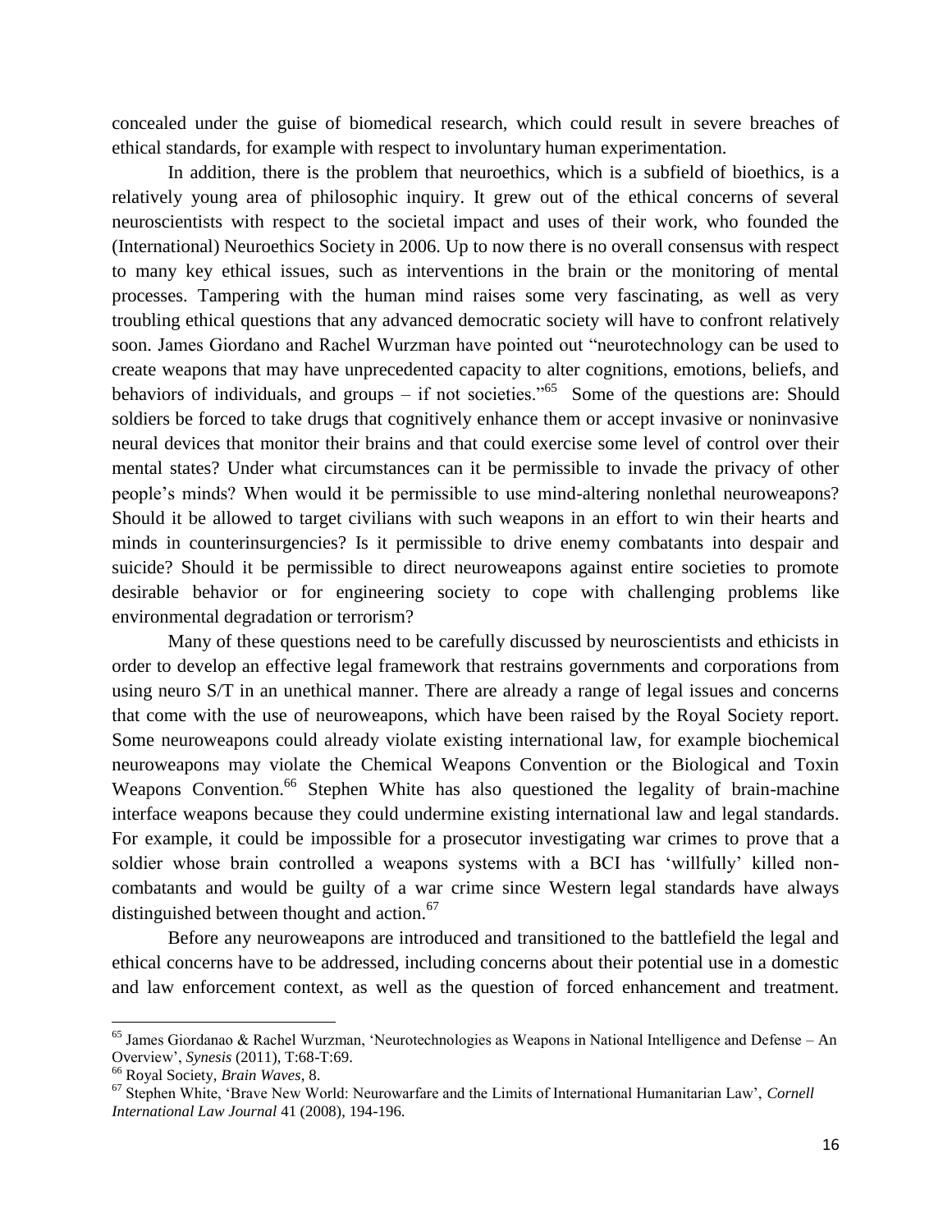concealed under the guise of biomedical research, which could result in severe breaches of ethical standards, for example with respect to involuntary human experimentation.

In addition, there is the problem that neuroethics, which is a subfield of bioethics, is a relatively young area of philosophic inquiry. It grew out of the ethical concerns of several neuroscientists with respect to the societal impact and uses of their work, who founded the (International) Neuroethics Society in 2006. Up to now there is no overall consensus with respect to many key ethical issues, such as interventions in the brain or the monitoring of mental processes. Tampering with the human mind raises some very fascinating, as well as very troubling ethical questions that any advanced democratic society will have to confront relatively soon. James Giordano and Rachel Wurzman have pointed out "neurotechnology can be used to create weapons that may have unprecedented capacity to alter cognitions, emotions, beliefs, and behaviors of individuals, and groups – if not societies."[65] Some of the questions are: Should soldiers be forced to take drugs that cognitively enhance them or accept invasive or noninvasive neural devices that monitor their brains and that could exercise some level of control over their mental states? Under what circumstances can it be permissible to invade the privacy of other people's minds? When would it be permissible to use mind-altering nonlethal neuroweapons? Should it be allowed to target civilians with such weapons in an effort to win their hearts and minds in counterinsurgencies? Is it permissible to drive enemy combatants into despair and suicide? Should it be permissible to direct neuroweapons against entire societies to promote desirable behavior or for engineering society to cope with challenging problems like environmental degradation or terrorism?

Many of these questions need to be carefully discussed by neuroscientists and ethicists in order to develop an effective legal framework that restrains governments and corporations from using neuro S/T in an unethical manner. There are already a range of legal issues and concerns that come with the use of neuroweapons, which have been raised by the Royal Society report. Some neuroweapons could already violate existing international law, for example biochemical neuroweapons may violate the Chemical Weapons Convention or the Biological and Toxin Weapons Convention.[66] Stephen White has also questioned the legality of brain-machine interface weapons because they could undermine existing international law and legal standards. For example, it could be impossible for a prosecutor investigating war crimes to prove that a soldier whose brain controlled a weapons systems with a BCI has 'willfully' killed non-combatants and would be guilty of a war crime since Western legal standards have always distinguished between thought and action.[67]

Before any neuroweapons are introduced and transitioned to the battlefield the legal and ethical concerns have to be addressed, including concerns about their potential use in a domestic and law enforcement context, as well as the question of forced enhancement and treatment.

---

[65] James Giordanao & Rachel Wurzman, 'Neurotechnologies as Weapons in National Intelligence and Defense – An Overview', *Synesis* (2011), T:68-T:69.

[66] Royal Society, *Brain Waves*, 8.

[67] Stephen White, 'Brave New World: Neurowarfare and the Limits of International Humanitarian Law', *Cornell International Law Journal* 41 (2008), 194-196.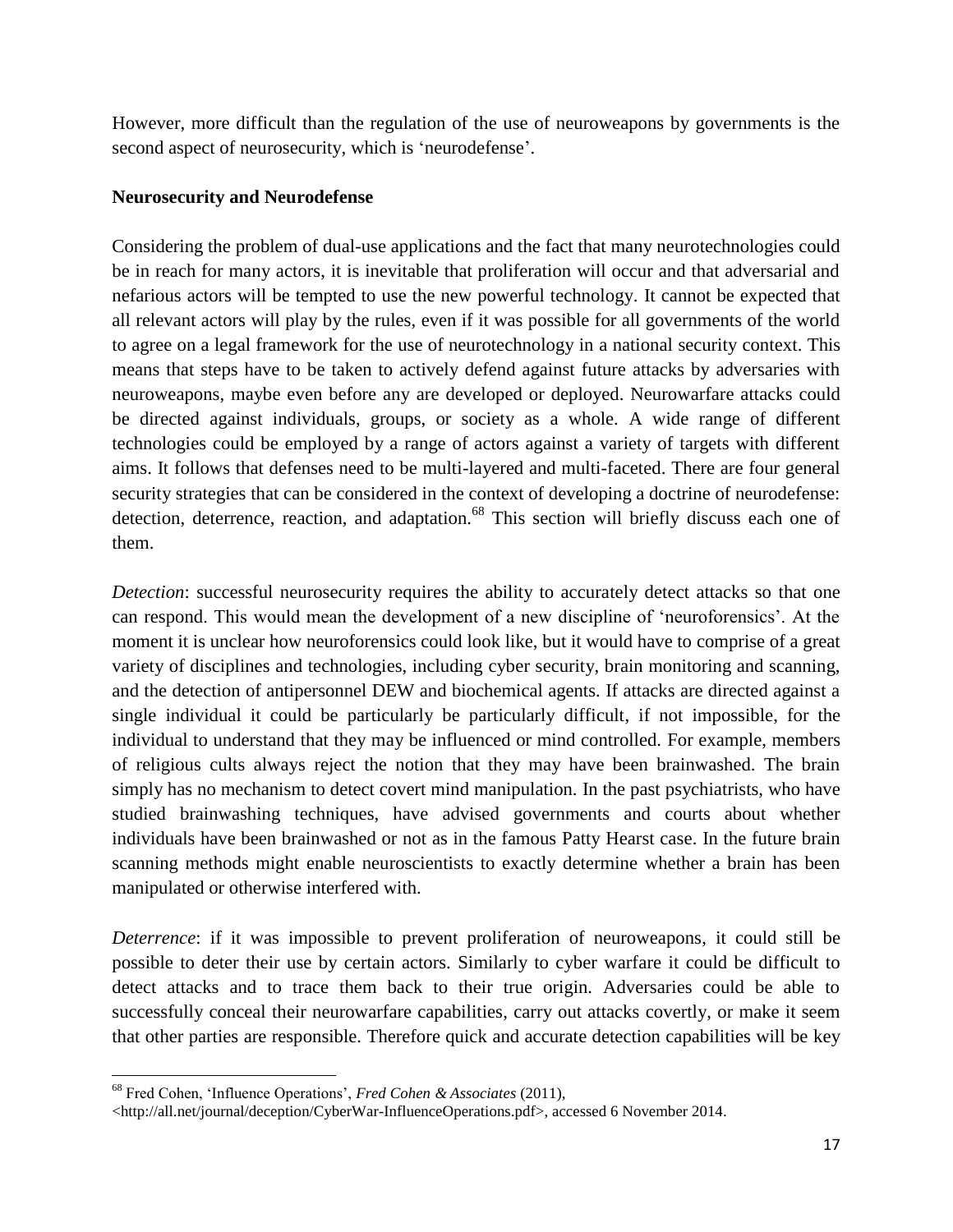However, more difficult than the regulation of the use of neuroweapons by governments is the second aspect of neurosecurity, which is 'neurodefense'.

**Neurosecurity and Neurodefense**

Considering the problem of dual-use applications and the fact that many neurotechnologies could be in reach for many actors, it is inevitable that proliferation will occur and that adversarial and nefarious actors will be tempted to use the new powerful technology. It cannot be expected that all relevant actors will play by the rules, even if it was possible for all governments of the world to agree on a legal framework for the use of neurotechnology in a national security context. This means that steps have to be taken to actively defend against future attacks by adversaries with neuroweapons, maybe even before any are developed or deployed. Neurowarfare attacks could be directed against individuals, groups, or society as a whole. A wide range of different technologies could be employed by a range of actors against a variety of targets with different aims. It follows that defenses need to be multi-layered and multi-faceted. There are four general security strategies that can be considered in the context of developing a doctrine of neurodefense: detection, deterrence, reaction, and adaptation.[68] This section will briefly discuss each one of them.

*Detection*: successful neurosecurity requires the ability to accurately detect attacks so that one can respond. This would mean the development of a new discipline of 'neuroforensics'. At the moment it is unclear how neuroforensics could look like, but it would have to comprise of a great variety of disciplines and technologies, including cyber security, brain monitoring and scanning, and the detection of antipersonnel DEW and biochemical agents. If attacks are directed against a single individual it could be particularly be particularly difficult, if not impossible, for the individual to understand that they may be influenced or mind controlled. For example, members of religious cults always reject the notion that they may have been brainwashed. The brain simply has no mechanism to detect covert mind manipulation. In the past psychiatrists, who have studied brainwashing techniques, have advised governments and courts about whether individuals have been brainwashed or not as in the famous Patty Hearst case. In the future brain scanning methods might enable neuroscientists to exactly determine whether a brain has been manipulated or otherwise interfered with.

*Deterrence*: if it was impossible to prevent proliferation of neuroweapons, it could still be possible to deter their use by certain actors. Similarly to cyber warfare it could be difficult to detect attacks and to trace them back to their true origin. Adversaries could be able to successfully conceal their neurowarfare capabilities, carry out attacks covertly, or make it seem that other parties are responsible. Therefore quick and accurate detection capabilities will be key

---

[68] Fred Cohen, 'Influence Operations', *Fred Cohen & Associates* (2011), <http://all.net/journal/deception/CyberWar-InfluenceOperations.pdf>, accessed 6 November 2014.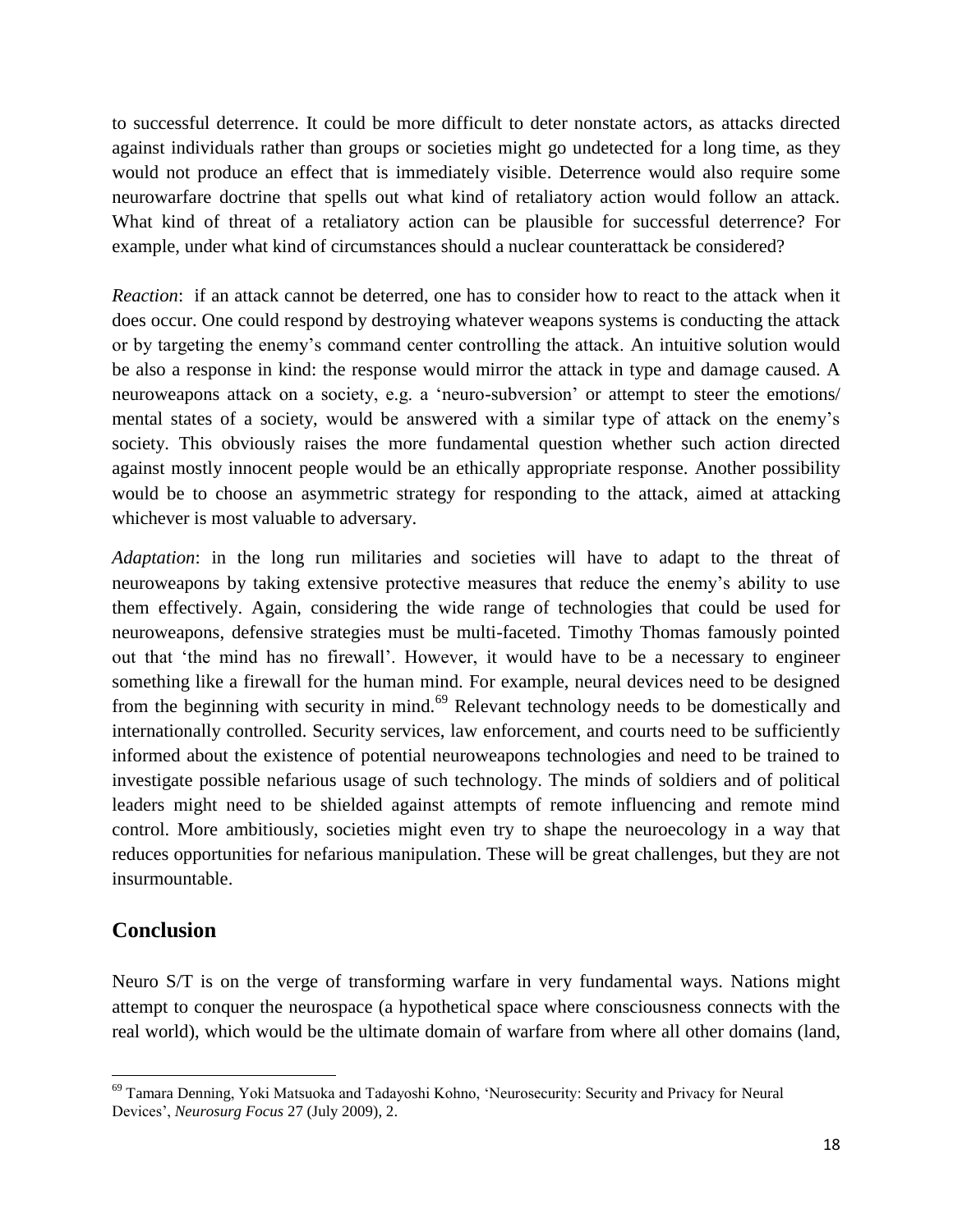to successful deterrence. It could be more difficult to deter nonstate actors, as attacks directed against individuals rather than groups or societies might go undetected for a long time, as they would not produce an effect that is immediately visible. Deterrence would also require some neurowarfare doctrine that spells out what kind of retaliatory action would follow an attack. What kind of threat of a retaliatory action can be plausible for successful deterrence? For example, under what kind of circumstances should a nuclear counterattack be considered?

*Reaction*: if an attack cannot be deterred, one has to consider how to react to the attack when it does occur. One could respond by destroying whatever weapons systems is conducting the attack or by targeting the enemy's command center controlling the attack. An intuitive solution would be also a response in kind: the response would mirror the attack in type and damage caused. A neuroweapons attack on a society, e.g. a 'neuro-subversion' or attempt to steer the emotions/ mental states of a society, would be answered with a similar type of attack on the enemy's society. This obviously raises the more fundamental question whether such action directed against mostly innocent people would be an ethically appropriate response. Another possibility would be to choose an asymmetric strategy for responding to the attack, aimed at attacking whichever is most valuable to adversary.

*Adaptation*: in the long run militaries and societies will have to adapt to the threat of neuroweapons by taking extensive protective measures that reduce the enemy's ability to use them effectively. Again, considering the wide range of technologies that could be used for neuroweapons, defensive strategies must be multi-faceted. Timothy Thomas famously pointed out that 'the mind has no firewall'. However, it would have to be a necessary to engineer something like a firewall for the human mind. For example, neural devices need to be designed from the beginning with security in mind.[69] Relevant technology needs to be domestically and internationally controlled. Security services, law enforcement, and courts need to be sufficiently informed about the existence of potential neuroweapons technologies and need to be trained to investigate possible nefarious usage of such technology. The minds of soldiers and of political leaders might need to be shielded against attempts of remote influencing and remote mind control. More ambitiously, societies might even try to shape the neuroecology in a way that reduces opportunities for nefarious manipulation. These will be great challenges, but they are not insurmountable.

## Conclusion

Neuro S/T is on the verge of transforming warfare in very fundamental ways. Nations might attempt to conquer the neurospace (a hypothetical space where consciousness connects with the real world), which would be the ultimate domain of warfare from where all other domains (land,

---

[69] Tamara Denning, Yoki Matsuoka and Tadayoshi Kohno, 'Neurosecurity: Security and Privacy for Neural Devices', *Neurosurg Focus* 27 (July 2009), 2.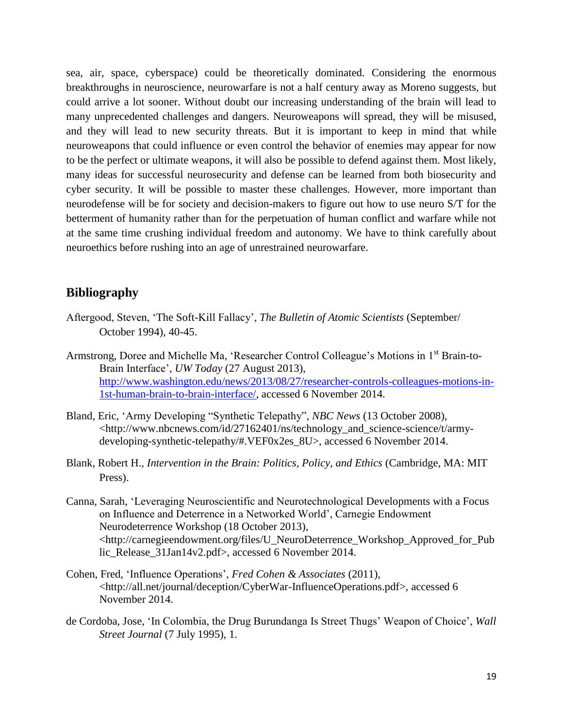sea, air, space, cyberspace) could be theoretically dominated. Considering the enormous breakthroughs in neuroscience, neurowarfare is not a half century away as Moreno suggests, but could arrive a lot sooner. Without doubt our increasing understanding of the brain will lead to many unprecedented challenges and dangers. Neuroweapons will spread, they will be misused, and they will lead to new security threats. But it is important to keep in mind that while neuroweapons that could influence or even control the behavior of enemies may appear for now to be the perfect or ultimate weapons, it will also be possible to defend against them. Most likely, many ideas for successful neurosecurity and defense can be learned from both biosecurity and cyber security. It will be possible to master these challenges. However, more important than neurodefense will be for society and decision-makers to figure out how to use neuro S/T for the betterment of humanity rather than for the perpetuation of human conflict and warfare while not at the same time crushing individual freedom and autonomy. We have to think carefully about neuroethics before rushing into an age of unrestrained neurowarfare.

## Bibliography

Aftergood, Steven, 'The Soft-Kill Fallacy', *The Bulletin of Atomic Scientists* (September/ October 1994), 40-45.

Armstrong, Doree and Michelle Ma, 'Researcher Control Colleague's Motions in 1st Brain-to-Brain Interface', *UW Today* (27 August 2013), http://www.washington.edu/news/2013/08/27/researcher-controls-colleagues-motions-in-1st-human-brain-to-brain-interface/, accessed 6 November 2014.

Bland, Eric, 'Army Developing "Synthetic Telepathy", *NBC News* (13 October 2008), <http://www.nbcnews.com/id/27162401/ns/technology_and_science-science/t/army-developing-synthetic-telepathy/#.VEF0x2es_8U>, accessed 6 November 2014.

Blank, Robert H., *Intervention in the Brain: Politics, Policy, and Ethics* (Cambridge, MA: MIT Press).

Canna, Sarah, 'Leveraging Neuroscientific and Neurotechnological Developments with a Focus on Influence and Deterrence in a Networked World', Carnegie Endowment Neurodeterrence Workshop (18 October 2013), <http://carnegieendowment.org/files/U_NeuroDeterrence_Workshop_Approved_for_Public_Release_31Jan14v2.pdf>, accessed 6 November 2014.

Cohen, Fred, 'Influence Operations', *Fred Cohen & Associates* (2011), <http://all.net/journal/deception/CyberWar-InfluenceOperations.pdf>, accessed 6 November 2014.

de Cordoba, Jose, 'In Colombia, the Drug Burundanga Is Street Thugs' Weapon of Choice', *Wall Street Journal* (7 July 1995), 1.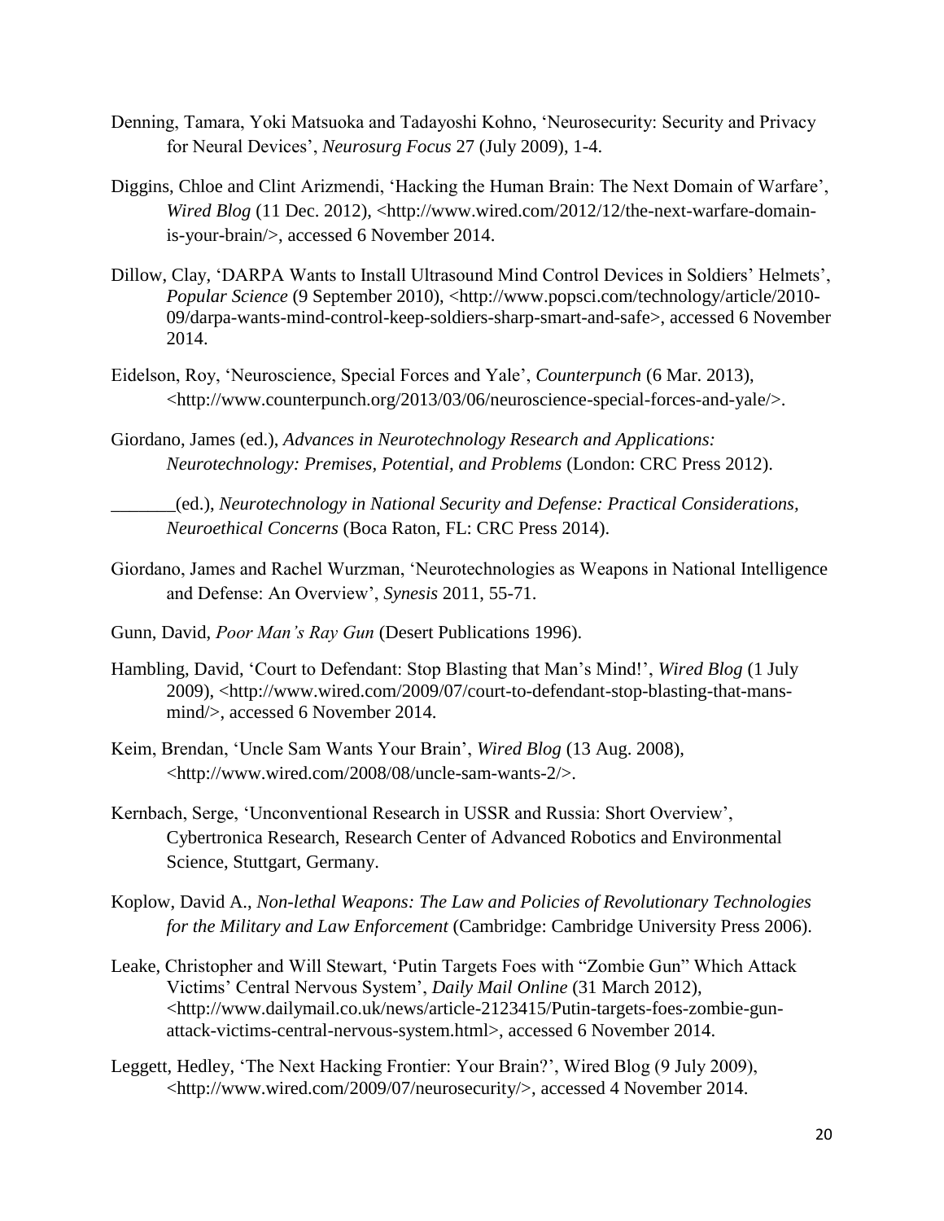Denning, Tamara, Yoki Matsuoka and Tadayoshi Kohno, 'Neurosecurity: Security and Privacy for Neural Devices', *Neurosurg Focus* 27 (July 2009), 1-4.

Diggins, Chloe and Clint Arizmendi, 'Hacking the Human Brain: The Next Domain of Warfare', *Wired Blog* (11 Dec. 2012), <http://www.wired.com/2012/12/the-next-warfare-domain-is-your-brain/>, accessed 6 November 2014.

Dillow, Clay, 'DARPA Wants to Install Ultrasound Mind Control Devices in Soldiers' Helmets', *Popular Science* (9 September 2010), <http://www.popsci.com/technology/article/2010-09/darpa-wants-mind-control-keep-soldiers-sharp-smart-and-safe>, accessed 6 November 2014.

Eidelson, Roy, 'Neuroscience, Special Forces and Yale', *Counterpunch* (6 Mar. 2013), <http://www.counterpunch.org/2013/03/06/neuroscience-special-forces-and-yale/>.

Giordano, James (ed.), *Advances in Neurotechnology Research and Applications: Neurotechnology: Premises, Potential, and Problems* (London: CRC Press 2012).

_______(ed.), *Neurotechnology in National Security and Defense: Practical Considerations, Neuroethical Concerns* (Boca Raton, FL: CRC Press 2014).

Giordano, James and Rachel Wurzman, 'Neurotechnologies as Weapons in National Intelligence and Defense: An Overview', *Synesis* 2011, 55-71.

Gunn, David, *Poor Man's Ray Gun* (Desert Publications 1996).

Hambling, David, 'Court to Defendant: Stop Blasting that Man's Mind!', *Wired Blog* (1 July 2009), <http://www.wired.com/2009/07/court-to-defendant-stop-blasting-that-mans-mind/>, accessed 6 November 2014.

Keim, Brendan, 'Uncle Sam Wants Your Brain', *Wired Blog* (13 Aug. 2008), <http://www.wired.com/2008/08/uncle-sam-wants-2/>.

Kernbach, Serge, 'Unconventional Research in USSR and Russia: Short Overview', Cybertronica Research, Research Center of Advanced Robotics and Environmental Science, Stuttgart, Germany.

Koplow, David A., *Non-lethal Weapons: The Law and Policies of Revolutionary Technologies for the Military and Law Enforcement* (Cambridge: Cambridge University Press 2006).

Leake, Christopher and Will Stewart, 'Putin Targets Foes with "Zombie Gun" Which Attack Victims' Central Nervous System', *Daily Mail Online* (31 March 2012), <http://www.dailymail.co.uk/news/article-2123415/Putin-targets-foes-zombie-gun-attack-victims-central-nervous-system.html>, accessed 6 November 2014.

Leggett, Hedley, 'The Next Hacking Frontier: Your Brain?', Wired Blog (9 July 2009), <http://www.wired.com/2009/07/neurosecurity/>, accessed 4 November 2014.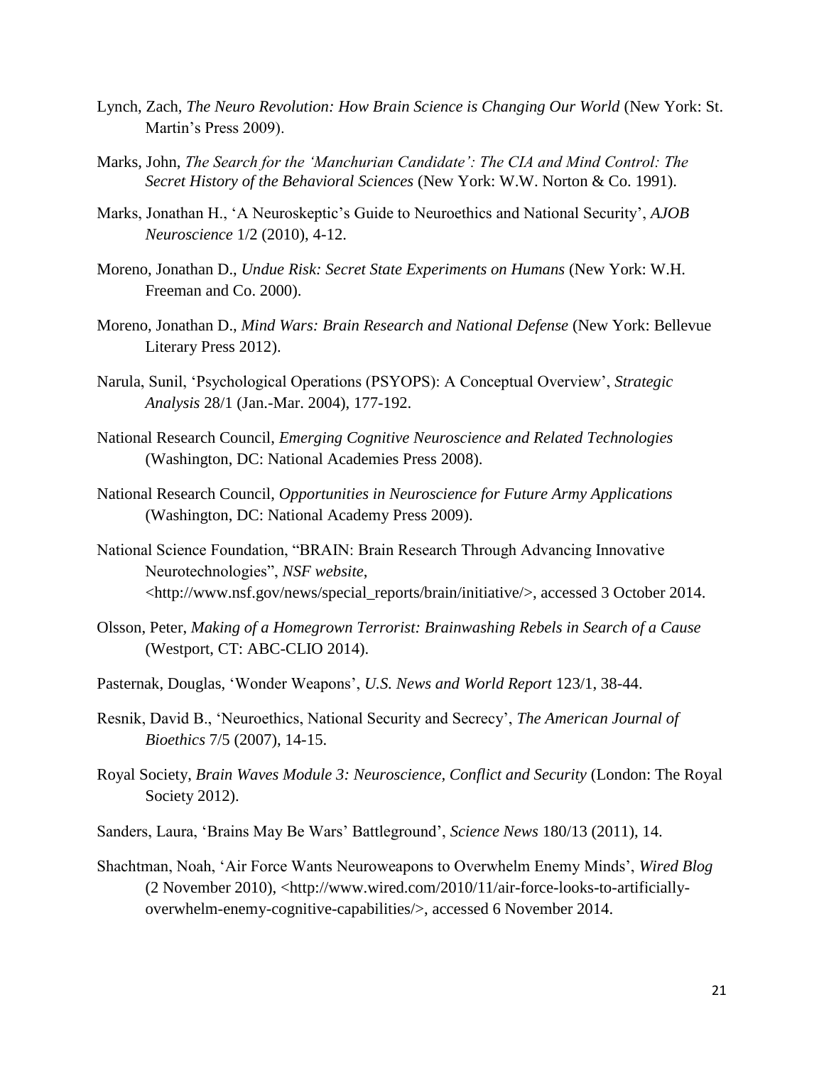Lynch, Zach, *The Neuro Revolution: How Brain Science is Changing Our World* (New York: St. Martin's Press 2009).

Marks, John, *The Search for the 'Manchurian Candidate': The CIA and Mind Control: The Secret History of the Behavioral Sciences* (New York: W.W. Norton & Co. 1991).

Marks, Jonathan H., 'A Neuroskeptic's Guide to Neuroethics and National Security', *AJOB Neuroscience* 1/2 (2010), 4-12.

Moreno, Jonathan D., *Undue Risk: Secret State Experiments on Humans* (New York: W.H. Freeman and Co. 2000).

Moreno, Jonathan D., *Mind Wars: Brain Research and National Defense* (New York: Bellevue Literary Press 2012).

Narula, Sunil, 'Psychological Operations (PSYOPS): A Conceptual Overview', *Strategic Analysis* 28/1 (Jan.-Mar. 2004), 177-192.

National Research Council, *Emerging Cognitive Neuroscience and Related Technologies* (Washington, DC: National Academies Press 2008).

National Research Council, *Opportunities in Neuroscience for Future Army Applications* (Washington, DC: National Academy Press 2009).

National Science Foundation, "BRAIN: Brain Research Through Advancing Innovative Neurotechnologies", *NSF website*, <http://www.nsf.gov/news/special_reports/brain/initiative/>, accessed 3 October 2014.

Olsson, Peter, *Making of a Homegrown Terrorist: Brainwashing Rebels in Search of a Cause* (Westport, CT: ABC-CLIO 2014).

Pasternak, Douglas, 'Wonder Weapons', *U.S. News and World Report* 123/1, 38-44.

Resnik, David B., 'Neuroethics, National Security and Secrecy', *The American Journal of Bioethics* 7/5 (2007), 14-15.

Royal Society, *Brain Waves Module 3: Neuroscience, Conflict and Security* (London: The Royal Society 2012).

Sanders, Laura, 'Brains May Be Wars' Battleground', *Science News* 180/13 (2011), 14.

Shachtman, Noah, 'Air Force Wants Neuroweapons to Overwhelm Enemy Minds', *Wired Blog* (2 November 2010), <http://www.wired.com/2010/11/air-force-looks-to-artificially-overwhelm-enemy-cognitive-capabilities/>, accessed 6 November 2014.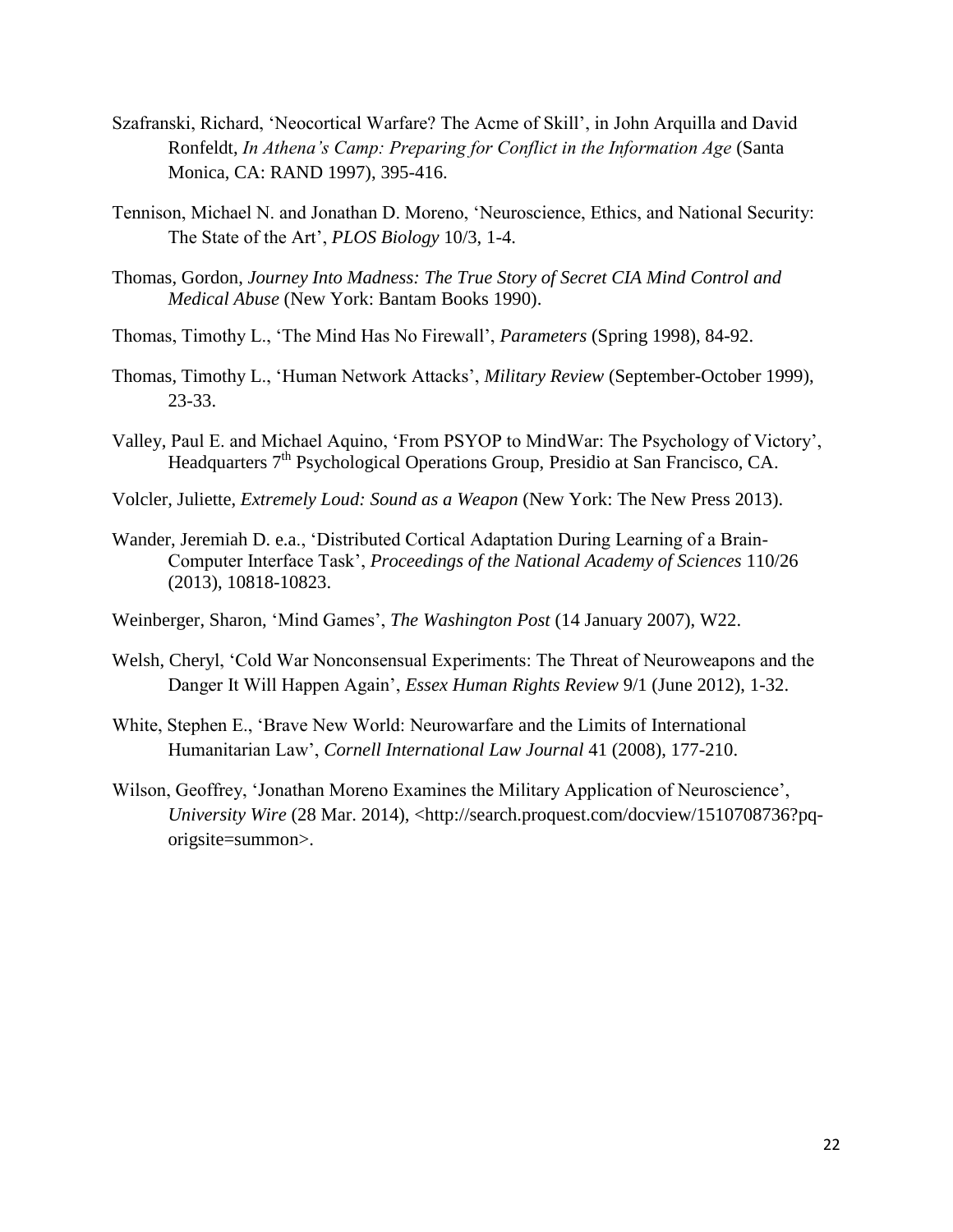Szafranski, Richard, 'Neocortical Warfare? The Acme of Skill', in John Arquilla and David Ronfeldt, *In Athena's Camp: Preparing for Conflict in the Information Age* (Santa Monica, CA: RAND 1997), 395-416.

Tennison, Michael N. and Jonathan D. Moreno, 'Neuroscience, Ethics, and National Security: The State of the Art', *PLOS Biology* 10/3, 1-4.

Thomas, Gordon, *Journey Into Madness: The True Story of Secret CIA Mind Control and Medical Abuse* (New York: Bantam Books 1990).

Thomas, Timothy L., 'The Mind Has No Firewall', *Parameters* (Spring 1998), 84-92.

Thomas, Timothy L., 'Human Network Attacks', *Military Review* (September-October 1999), 23-33.

Valley, Paul E. and Michael Aquino, 'From PSYOP to MindWar: The Psychology of Victory', Headquarters 7th Psychological Operations Group, Presidio at San Francisco, CA.

Volcler, Juliette, *Extremely Loud: Sound as a Weapon* (New York: The New Press 2013).

Wander, Jeremiah D. e.a., 'Distributed Cortical Adaptation During Learning of a Brain-Computer Interface Task', *Proceedings of the National Academy of Sciences* 110/26 (2013), 10818-10823.

Weinberger, Sharon, 'Mind Games', *The Washington Post* (14 January 2007), W22.

Welsh, Cheryl, 'Cold War Nonconsensual Experiments: The Threat of Neuroweapons and the Danger It Will Happen Again', *Essex Human Rights Review* 9/1 (June 2012), 1-32.

White, Stephen E., 'Brave New World: Neurowarfare and the Limits of International Humanitarian Law', *Cornell International Law Journal* 41 (2008), 177-210.

Wilson, Geoffrey, 'Jonathan Moreno Examines the Military Application of Neuroscience', *University Wire* (28 Mar. 2014), <http://search.proquest.com/docview/1510708736?pq-origsite=summon>.